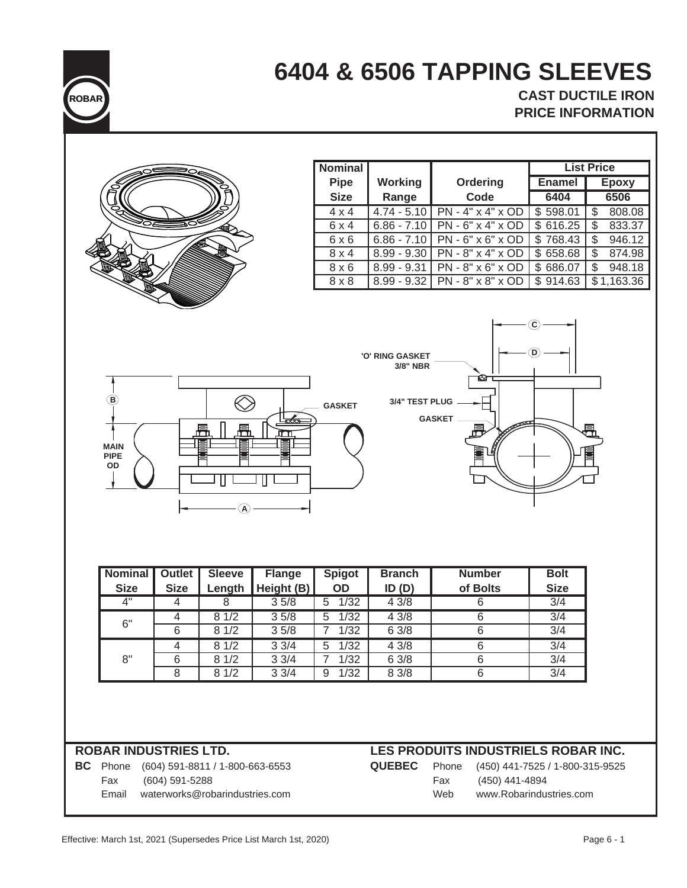# 6404 & 6506 TAPPING SLEEVES

**CAST DUCTILE IRON**
**PRICE INFORMATION**

| Nominal Pipe Size | Working Range | Ordering Code | List Price Enamel 6404 | List Price Epoxy 6506 |
|---|---|---|---|---|
| 4 x 4 | 4.74 - 5.10 | PN - 4" x 4" x OD | $ 598.01 | $ 808.08 |
| 6 x 4 | 6.86 - 7.10 | PN - 6" x 4" x OD | $ 616.25 | $ 833.37 |
| 6 x 6 | 6.86 - 7.10 | PN - 6" x 6" x OD | $ 768.43 | $ 946.12 |
| 8 x 4 | 8.99 - 9.30 | PN - 8" x 4" x OD | $ 658.68 | $ 874.98 |
| 8 x 6 | 8.99 - 9.31 | PN - 8" x 6" x OD | $ 686.07 | $ 948.18 |
| 8 x 8 | 8.99 - 9.32 | PN - 8" x 8" x OD | $ 914.63 | $ 1,163.36 |

'O' RING GASKET 3/8" NBR

3/4" TEST PLUG

GASKET

| Nominal Size | Outlet Size | Sleeve Length | Flange Height (B) | Spigot OD | Branch ID (D) | Number of Bolts | Bolt Size |
|---|---|---|---|---|---|---|---|
| 4" | 4 | 8 | 3 5/8 | 5 1/32 | 4 3/8 | 6 | 3/4 |
| 6" | 4 | 8 1/2 | 3 5/8 | 5 1/32 | 4 3/8 | 6 | 3/4 |
| | 6 | 8 1/2 | 3 5/8 | 7 1/32 | 6 3/8 | 6 | 3/4 |
| 8" | 4 | 8 1/2 | 3 3/4 | 5 1/32 | 4 3/8 | 6 | 3/4 |
| | 6 | 8 1/2 | 3 3/4 | 7 1/32 | 6 3/8 | 6 | 3/4 |
| | 8 | 8 1/2 | 3 3/4 | 9 1/32 | 8 3/8 | 6 | 3/4 |

**ROBAR INDUSTRIES LTD.**

**BC** Phone (604) 591-8811 / 1-800-663-6553
Fax (604) 591-5288
Email waterworks@robarindustries.com

**LES PRODUITS INDUSTRIELS ROBAR INC.**

**QUEBEC** Phone (450) 441-7525 / 1-800-315-9525
Fax (450) 441-4894
Web www.Robarindustries.com

Effective: March 1st, 2021 (Supersedes Price List March 1st, 2020)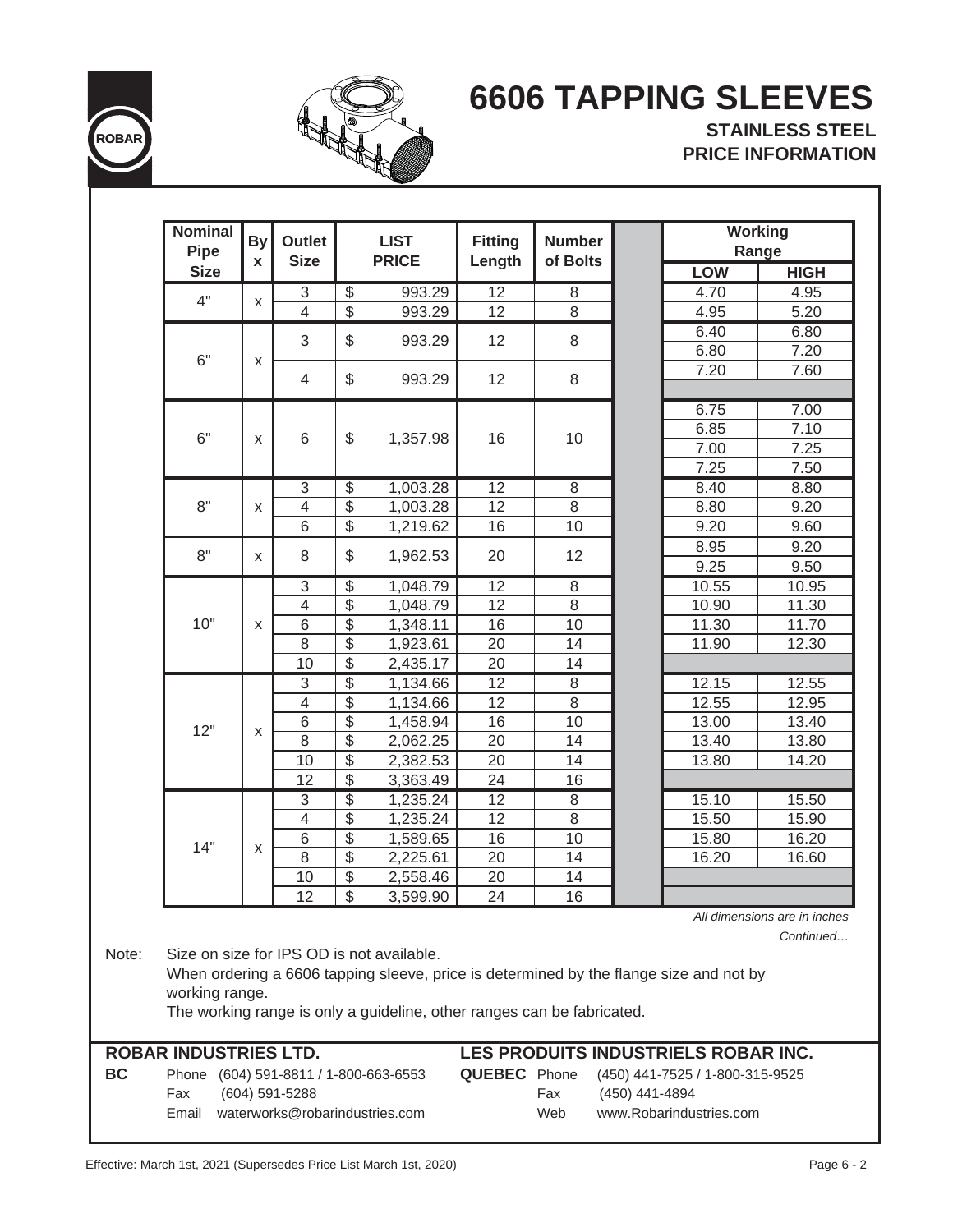# 6606 TAPPING SLEEVES

## STAINLESS STEEL PRICE INFORMATION

| Nominal Pipe Size | By x | Outlet Size | LIST PRICE | Fitting Length | Number of Bolts | Working Range LOW | Working Range HIGH |
|---|---|---|---|---|---|---|---|
| 4" | x | 3 | $ 993.29 | 12 | 8 | 4.70 | 4.95 |
| | | 4 | $ 993.29 | 12 | 8 | 4.95 | 5.20 |
| 6" | x | 3 | $ 993.29 | 12 | 8 | 6.40 | 6.80 |
| | | | | | | 6.80 | 7.20 |
| | | 4 | $ 993.29 | 12 | 8 | 7.20 | 7.60 |
| | | | | | | | |
| 6" | x | 6 | $ 1,357.98 | 16 | 10 | 6.75 | 7.00 |
| | | | | | | 6.85 | 7.10 |
| | | | | | | 7.00 | 7.25 |
| | | | | | | 7.25 | 7.50 |
| 8" | x | 3 | $ 1,003.28 | 12 | 8 | 8.40 | 8.80 |
| | | 4 | $ 1,003.28 | 12 | 8 | 8.80 | 9.20 |
| | | 6 | $ 1,219.62 | 16 | 10 | 9.20 | 9.60 |
| 8" | x | 8 | $ 1,962.53 | 20 | 12 | 8.95 | 9.20 |
| | | | | | | 9.25 | 9.50 |
| 10" | x | 3 | $ 1,048.79 | 12 | 8 | 10.55 | 10.95 |
| | | 4 | $ 1,048.79 | 12 | 8 | 10.90 | 11.30 |
| | | 6 | $ 1,348.11 | 16 | 10 | 11.30 | 11.70 |
| | | 8 | $ 1,923.61 | 20 | 14 | 11.90 | 12.30 |
| | | 10 | $ 2,435.17 | 20 | 14 | | |
| 12" | x | 3 | $ 1,134.66 | 12 | 8 | 12.15 | 12.55 |
| | | 4 | $ 1,134.66 | 12 | 8 | 12.55 | 12.95 |
| | | 6 | $ 1,458.94 | 16 | 10 | 13.00 | 13.40 |
| | | 8 | $ 2,062.25 | 20 | 14 | 13.40 | 13.80 |
| | | 10 | $ 2,382.53 | 20 | 14 | 13.80 | 14.20 |
| | | 12 | $ 3,363.49 | 24 | 16 | | |
| 14" | x | 3 | $ 1,235.24 | 12 | 8 | 15.10 | 15.50 |
| | | 4 | $ 1,235.24 | 12 | 8 | 15.50 | 15.90 |
| | | 6 | $ 1,589.65 | 16 | 10 | 15.80 | 16.20 |
| | | 8 | $ 2,225.61 | 20 | 14 | 16.20 | 16.60 |
| | | 10 | $ 2,558.46 | 20 | 14 | | |
| | | 12 | $ 3,599.90 | 24 | 16 | | |

*All dimensions are in inches*

*Continued…*

Note: Size on size for IPS OD is not available.
When ordering a 6606 tapping sleeve, price is determined by the flange size and not by working range.
The working range is only a guideline, other ranges can be fabricated.

**ROBAR INDUSTRIES LTD.**

**BC** Phone (604) 591-8811 / 1-800-663-6553
Fax (604) 591-5288
Email waterworks@robarindustries.com

**LES PRODUITS INDUSTRIELS ROBAR INC.**

**QUEBEC** Phone (450) 441-7525 / 1-800-315-9525
Fax (450) 441-4894
Web www.Robarindustries.com

Effective: March 1st, 2021 (Supersedes Price List March 1st, 2020)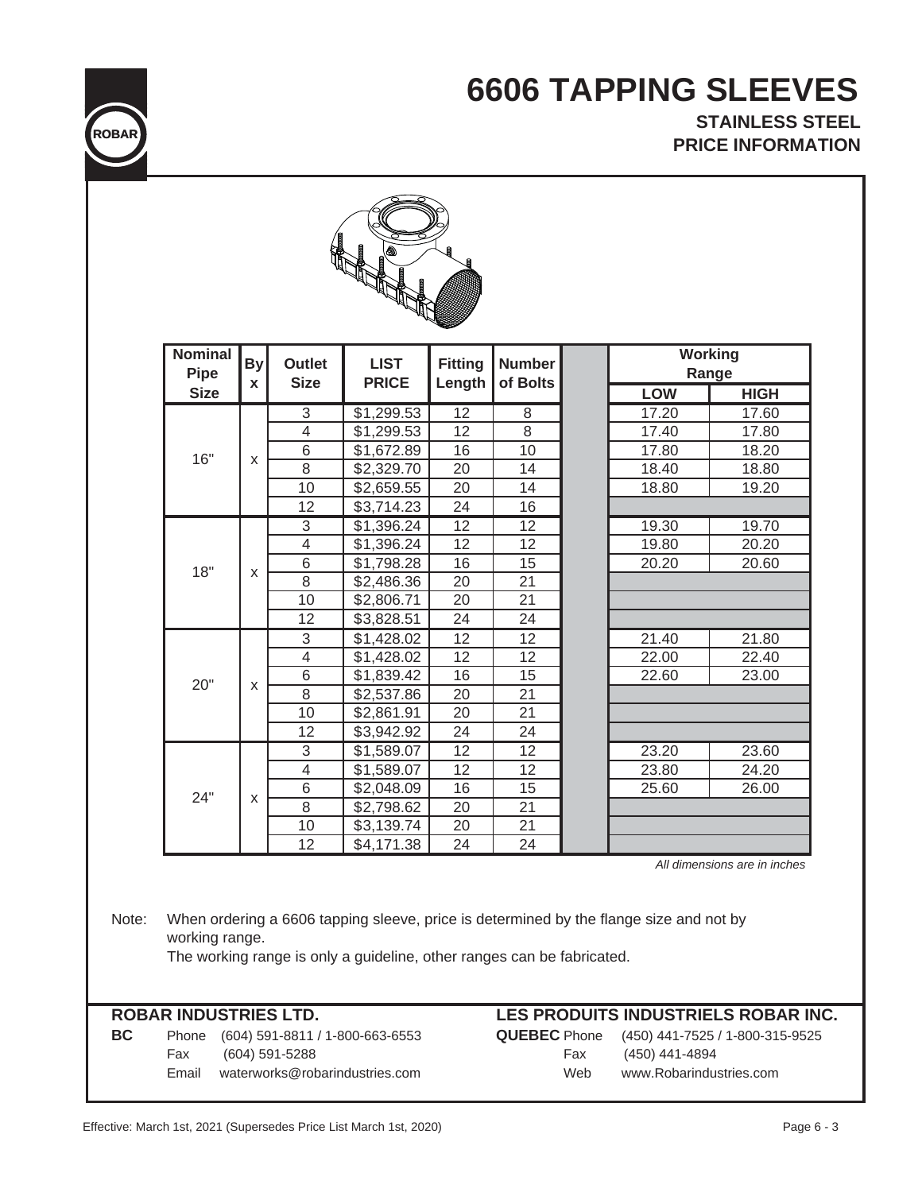# 6606 TAPPING SLEEVES

## STAINLESS STEEL
## PRICE INFORMATION

| Nominal Pipe Size | By x | Outlet Size | LIST PRICE | Fitting Length | Number of Bolts | | Working Range LOW | Working Range HIGH |
|---|---|---|---|---|---|---|---|---|
| 16" | x | 3 | $1,299.53 | 12 | 8 | | 17.20 | 17.60 |
| | | 4 | $1,299.53 | 12 | 8 | | 17.40 | 17.80 |
| | | 6 | $1,672.89 | 16 | 10 | | 17.80 | 18.20 |
| | | 8 | $2,329.70 | 20 | 14 | | 18.40 | 18.80 |
| | | 10 | $2,659.55 | 20 | 14 | | 18.80 | 19.20 |
| | | 12 | $3,714.23 | 24 | 16 | | | |
| 18" | x | 3 | $1,396.24 | 12 | 12 | | 19.30 | 19.70 |
| | | 4 | $1,396.24 | 12 | 12 | | 19.80 | 20.20 |
| | | 6 | $1,798.28 | 16 | 15 | | 20.20 | 20.60 |
| | | 8 | $2,486.36 | 20 | 21 | | | |
| | | 10 | $2,806.71 | 20 | 21 | | | |
| | | 12 | $3,828.51 | 24 | 24 | | | |
| 20" | x | 3 | $1,428.02 | 12 | 12 | | 21.40 | 21.80 |
| | | 4 | $1,428.02 | 12 | 12 | | 22.00 | 22.40 |
| | | 6 | $1,839.42 | 16 | 15 | | 22.60 | 23.00 |
| | | 8 | $2,537.86 | 20 | 21 | | | |
| | | 10 | $2,861.91 | 20 | 21 | | | |
| | | 12 | $3,942.92 | 24 | 24 | | | |
| 24" | x | 3 | $1,589.07 | 12 | 12 | | 23.20 | 23.60 |
| | | 4 | $1,589.07 | 12 | 12 | | 23.80 | 24.20 |
| | | 6 | $2,048.09 | 16 | 15 | | 25.60 | 26.00 |
| | | 8 | $2,798.62 | 20 | 21 | | | |
| | | 10 | $3,139.74 | 20 | 21 | | | |
| | | 12 | $4,171.38 | 24 | 24 | | | |

*All dimensions are in inches*

Note: When ordering a 6606 tapping sleeve, price is determined by the flange size and not by working range.
The working range is only a guideline, other ranges can be fabricated.

**ROBAR INDUSTRIES LTD.**

**BC** Phone (604) 591-8811 / 1-800-663-6553
Fax (604) 591-5288
Email waterworks@robarindustries.com

**LES PRODUITS INDUSTRIELS ROBAR INC.**

**QUEBEC** Phone (450) 441-7525 / 1-800-315-9525
Fax (450) 441-4894
Web www.Robarindustries.com

Effective: March 1st, 2021 (Supersedes Price List March 1st, 2020)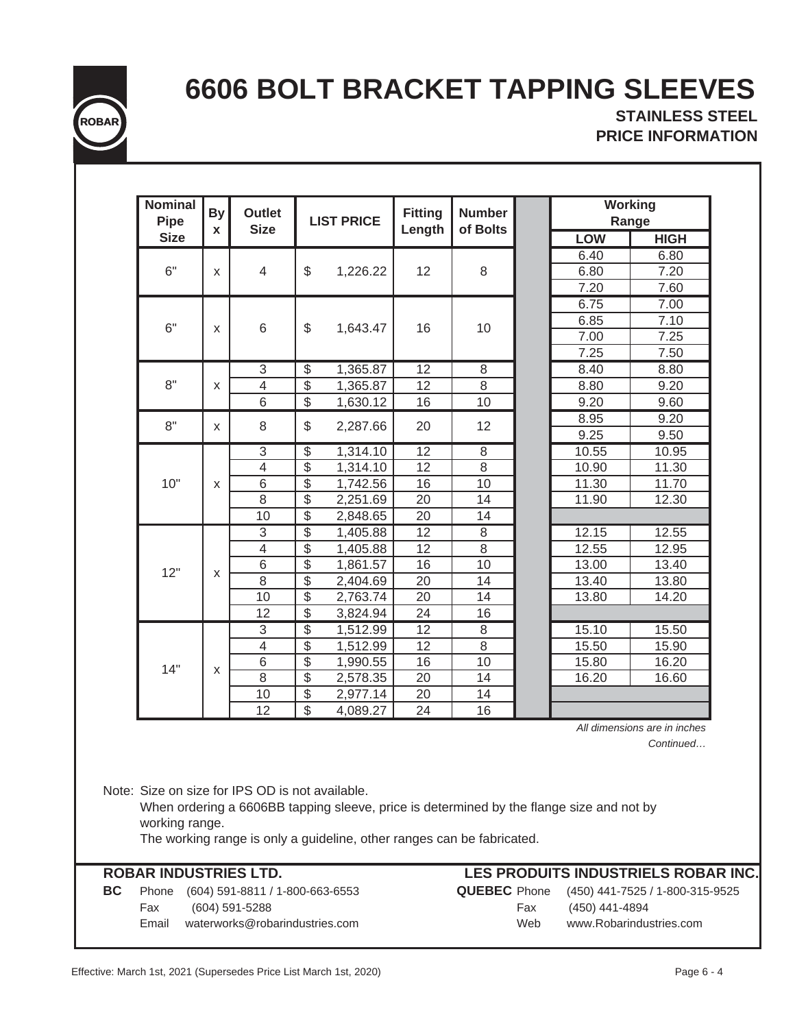# 6606 BOLT BRACKET TAPPING SLEEVES

## STAINLESS STEEL
## PRICE INFORMATION

| Nominal Pipe Size | By x | Outlet Size | LIST PRICE | Fitting Length | Number of Bolts | Working Range LOW | Working Range HIGH |
|---|---|---|---|---|---|---|---|
| 6" | x | 4 | $ 1,226.22 | 12 | 8 | 6.40 | 6.80 |
| | | | | | | 6.80 | 7.20 |
| | | | | | | 7.20 | 7.60 |
| 6" | x | 6 | $ 1,643.47 | 16 | 10 | 6.75 | 7.00 |
| | | | | | | 6.85 | 7.10 |
| | | | | | | 7.00 | 7.25 |
| | | | | | | 7.25 | 7.50 |
| 8" | x | 3 | $ 1,365.87 | 12 | 8 | 8.40 | 8.80 |
| | | 4 | $ 1,365.87 | 12 | 8 | 8.80 | 9.20 |
| | | 6 | $ 1,630.12 | 16 | 10 | 9.20 | 9.60 |
| 8" | x | 8 | $ 2,287.66 | 20 | 12 | 8.95 | 9.20 |
| | | | | | | 9.25 | 9.50 |
| 10" | x | 3 | $ 1,314.10 | 12 | 8 | 10.55 | 10.95 |
| | | 4 | $ 1,314.10 | 12 | 8 | 10.90 | 11.30 |
| | | 6 | $ 1,742.56 | 16 | 10 | 11.30 | 11.70 |
| | | 8 | $ 2,251.69 | 20 | 14 | 11.90 | 12.30 |
| | | 10 | $ 2,848.65 | 20 | 14 | | |
| 12" | x | 3 | $ 1,405.88 | 12 | 8 | 12.15 | 12.55 |
| | | 4 | $ 1,405.88 | 12 | 8 | 12.55 | 12.95 |
| | | 6 | $ 1,861.57 | 16 | 10 | 13.00 | 13.40 |
| | | 8 | $ 2,404.69 | 20 | 14 | 13.40 | 13.80 |
| | | 10 | $ 2,763.74 | 20 | 14 | 13.80 | 14.20 |
| | | 12 | $ 3,824.94 | 24 | 16 | | |
| 14" | x | 3 | $ 1,512.99 | 12 | 8 | 15.10 | 15.50 |
| | | 4 | $ 1,512.99 | 12 | 8 | 15.50 | 15.90 |
| | | 6 | $ 1,990.55 | 16 | 10 | 15.80 | 16.20 |
| | | 8 | $ 2,578.35 | 20 | 14 | 16.20 | 16.60 |
| | | 10 | $ 2,977.14 | 20 | 14 | | |
| | | 12 | $ 4,089.27 | 24 | 16 | | |

*All dimensions are in inches*

*Continued…*

Note: Size on size for IPS OD is not available.
When ordering a 6606BB tapping sleeve, price is determined by the flange size and not by working range.
The working range is only a guideline, other ranges can be fabricated.

**ROBAR INDUSTRIES LTD.**

**BC** Phone (604) 591-8811 / 1-800-663-6553
Fax (604) 591-5288
Email waterworks@robarindustries.com

**LES PRODUITS INDUSTRIELS ROBAR INC.**

**QUEBEC** Phone (450) 441-7525 / 1-800-315-9525
Fax (450) 441-4894
Web www.Robarindustries.com

Effective: March 1st, 2021 (Supersedes Price List March 1st, 2020)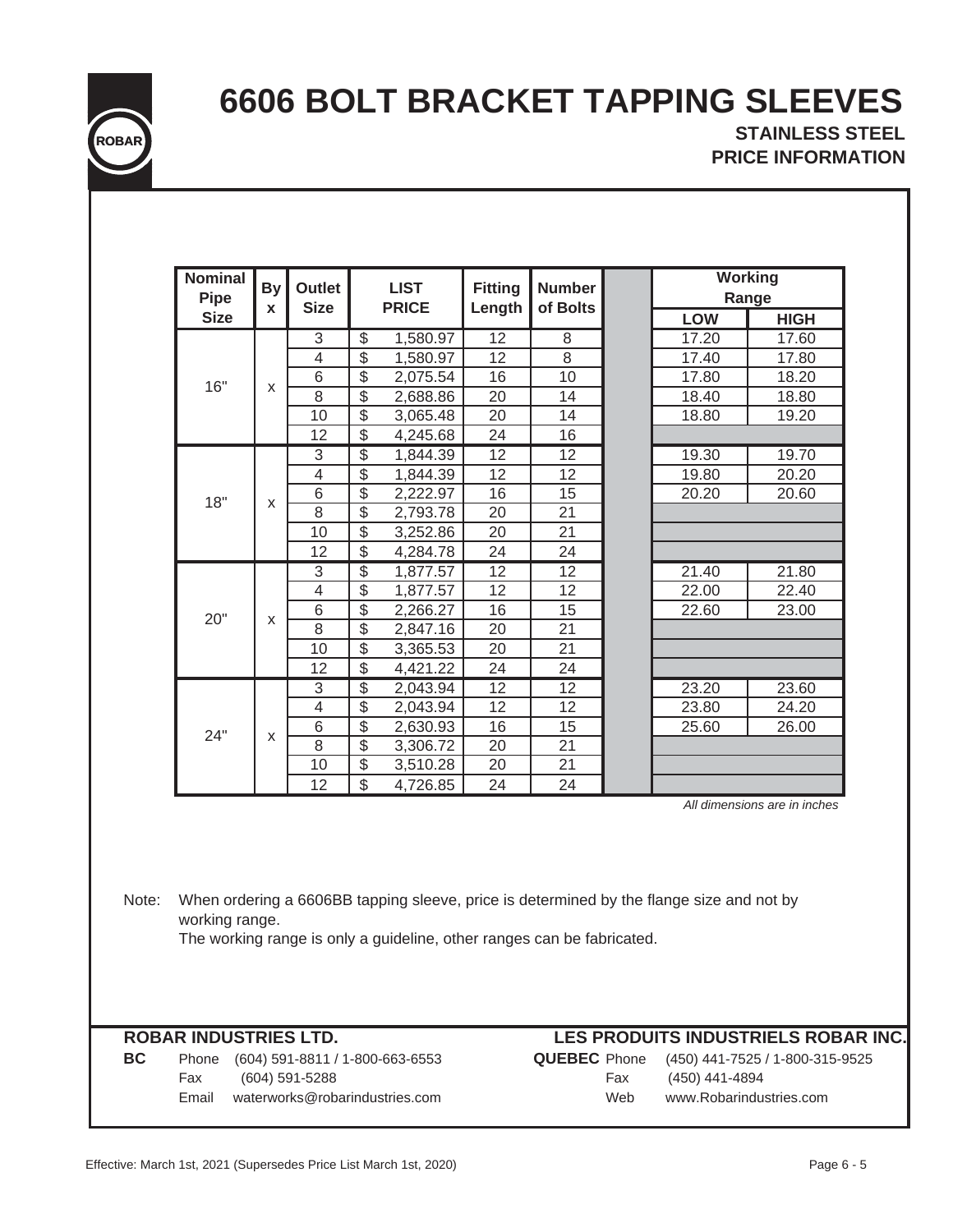# 6606 BOLT BRACKET TAPPING SLEEVES

**STAINLESS STEEL**
**PRICE INFORMATION**

| Nominal Pipe Size | By x | Outlet Size | LIST PRICE | Fitting Length | Number of Bolts | Working Range LOW | Working Range HIGH |
|---|---|---|---|---|---|---|---|
| 16" | x | 3 | $ 1,580.97 | 12 | 8 | 17.20 | 17.60 |
| | | 4 | $ 1,580.97 | 12 | 8 | 17.40 | 17.80 |
| | | 6 | $ 2,075.54 | 16 | 10 | 17.80 | 18.20 |
| | | 8 | $ 2,688.86 | 20 | 14 | 18.40 | 18.80 |
| | | 10 | $ 3,065.48 | 20 | 14 | 18.80 | 19.20 |
| | | 12 | $ 4,245.68 | 24 | 16 | | |
| 18" | x | 3 | $ 1,844.39 | 12 | 12 | 19.30 | 19.70 |
| | | 4 | $ 1,844.39 | 12 | 12 | 19.80 | 20.20 |
| | | 6 | $ 2,222.97 | 16 | 15 | 20.20 | 20.60 |
| | | 8 | $ 2,793.78 | 20 | 21 | | |
| | | 10 | $ 3,252.86 | 20 | 21 | | |
| | | 12 | $ 4,284.78 | 24 | 24 | | |
| 20" | x | 3 | $ 1,877.57 | 12 | 12 | 21.40 | 21.80 |
| | | 4 | $ 1,877.57 | 12 | 12 | 22.00 | 22.40 |
| | | 6 | $ 2,266.27 | 16 | 15 | 22.60 | 23.00 |
| | | 8 | $ 2,847.16 | 20 | 21 | | |
| | | 10 | $ 3,365.53 | 20 | 21 | | |
| | | 12 | $ 4,421.22 | 24 | 24 | | |
| 24" | x | 3 | $ 2,043.94 | 12 | 12 | 23.20 | 23.60 |
| | | 4 | $ 2,043.94 | 12 | 12 | 23.80 | 24.20 |
| | | 6 | $ 2,630.93 | 16 | 15 | 25.60 | 26.00 |
| | | 8 | $ 3,306.72 | 20 | 21 | | |
| | | 10 | $ 3,510.28 | 20 | 21 | | |
| | | 12 | $ 4,726.85 | 24 | 24 | | |

*All dimensions are in inches*

Note: When ordering a 6606BB tapping sleeve, price is determined by the flange size and not by working range.
The working range is only a guideline, other ranges can be fabricated.

**ROBAR INDUSTRIES LTD.**

**BC** Phone (604) 591-8811 / 1-800-663-6553
Fax (604) 591-5288
Email waterworks@robarindustries.com

**LES PRODUITS INDUSTRIELS ROBAR INC.**

**QUEBEC** Phone (450) 441-7525 / 1-800-315-9525
Fax (450) 441-4894
Web www.Robarindustries.com

Effective: March 1st, 2021 (Supersedes Price List March 1st, 2020)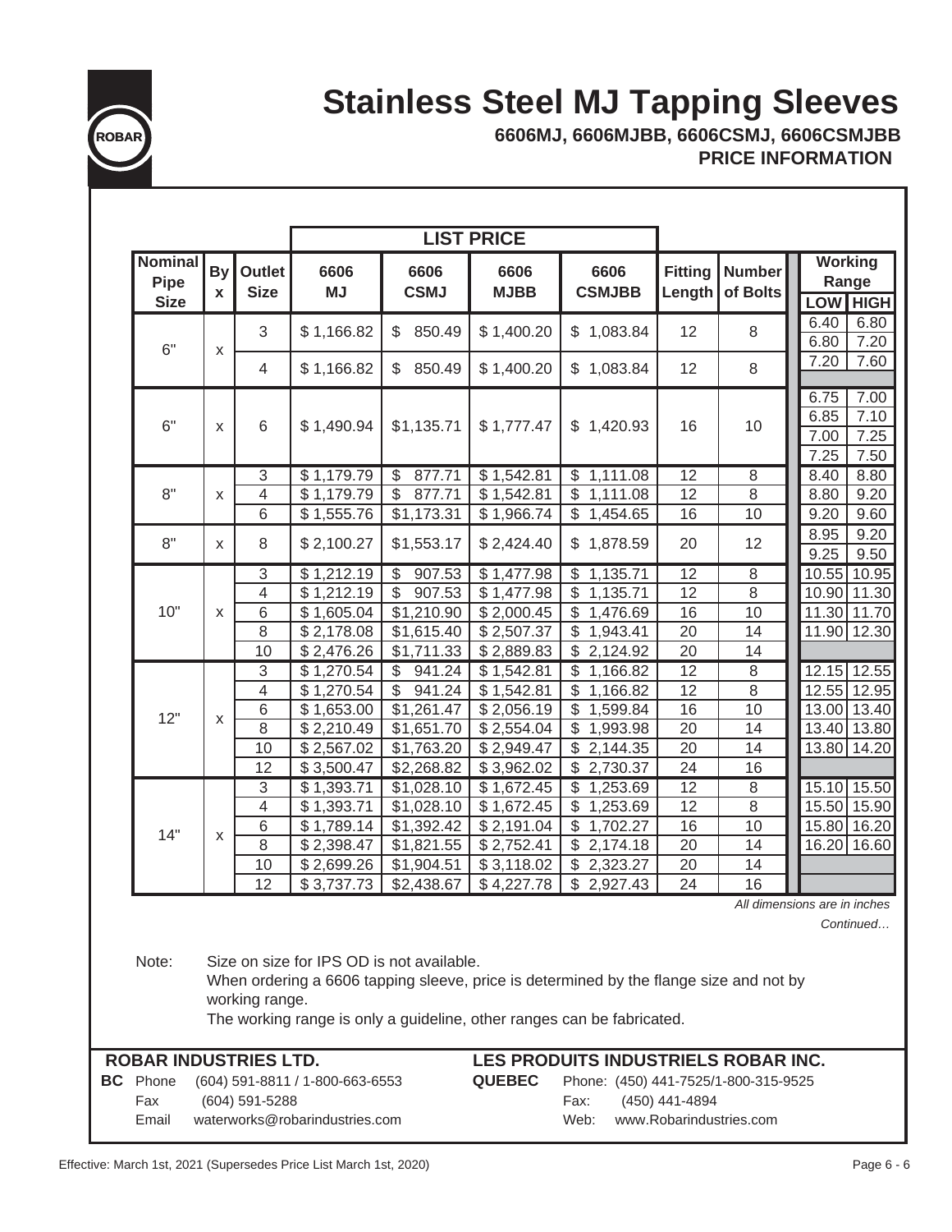ROBAR

# Stainless Steel MJ Tapping Sleeves

### 6606MJ, 6606MJBB, 6606CSMJ, 6606CSMJBB

### PRICE INFORMATION

| Nominal Pipe Size | By x | Outlet Size | LIST PRICE | | | | Fitting Length | Number of Bolts | Working Range | |
|---|---|---|---|---|---|---|---|---|---|---|
| | | | 6606 MJ | 6606 CSMJ | 6606 MJBB | 6606 CSMJBB | | | LOW | HIGH |
| 6" | x | 3 | $ 1,166.82 | $ 850.49 | $ 1,400.20 | $ 1,083.84 | 12 | 8 | 6.40 | 6.80 |
| | | | | | | | | | 6.80 | 7.20 |
| | | 4 | $ 1,166.82 | $ 850.49 | $ 1,400.20 | $ 1,083.84 | 12 | 8 | 7.20 | 7.60 |
| 6" | x | 6 | $ 1,490.94 | $1,135.71 | $ 1,777.47 | $ 1,420.93 | 16 | 10 | 6.75 | 7.00 |
| | | | | | | | | | 6.85 | 7.10 |
| | | | | | | | | | 7.00 | 7.25 |
| | | | | | | | | | 7.25 | 7.50 |
| 8" | x | 3 | $ 1,179.79 | $ 877.71 | $ 1,542.81 | $ 1,111.08 | 12 | 8 | 8.40 | 8.80 |
| | | 4 | $ 1,179.79 | $ 877.71 | $ 1,542.81 | $ 1,111.08 | 12 | 8 | 8.80 | 9.20 |
| | | 6 | $ 1,555.76 | $1,173.31 | $ 1,966.74 | $ 1,454.65 | 16 | 10 | 9.20 | 9.60 |
| 8" | x | 8 | $ 2,100.27 | $1,553.17 | $ 2,424.40 | $ 1,878.59 | 20 | 12 | 8.95 | 9.20 |
| | | | | | | | | | 9.25 | 9.50 |
| 10" | x | 3 | $ 1,212.19 | $ 907.53 | $ 1,477.98 | $ 1,135.71 | 12 | 8 | 10.55 | 10.95 |
| | | 4 | $ 1,212.19 | $ 907.53 | $ 1,477.98 | $ 1,135.71 | 12 | 8 | 10.90 | 11.30 |
| | | 6 | $ 1,605.04 | $1,210.90 | $ 2,000.45 | $ 1,476.69 | 16 | 10 | 11.30 | 11.70 |
| | | 8 | $ 2,178.08 | $1,615.40 | $ 2,507.37 | $ 1,943.41 | 20 | 14 | 11.90 | 12.30 |
| | | 10 | $ 2,476.26 | $1,711.33 | $ 2,889.83 | $ 2,124.92 | 20 | 14 | | |
| 12" | x | 3 | $ 1,270.54 | $ 941.24 | $ 1,542.81 | $ 1,166.82 | 12 | 8 | 12.15 | 12.55 |
| | | 4 | $ 1,270.54 | $ 941.24 | $ 1,542.81 | $ 1,166.82 | 12 | 8 | 12.55 | 12.95 |
| | | 6 | $ 1,653.00 | $1,261.47 | $ 2,056.19 | $ 1,599.84 | 16 | 10 | 13.00 | 13.40 |
| | | 8 | $ 2,210.49 | $1,651.70 | $ 2,554.04 | $ 1,993.98 | 20 | 14 | 13.40 | 13.80 |
| | | 10 | $ 2,567.02 | $1,763.20 | $ 2,949.47 | $ 2,144.35 | 20 | 14 | 13.80 | 14.20 |
| | | 12 | $ 3,500.47 | $2,268.82 | $ 3,962.02 | $ 2,730.37 | 24 | 16 | | |
| 14" | x | 3 | $ 1,393.71 | $1,028.10 | $ 1,672.45 | $ 1,253.69 | 12 | 8 | 15.10 | 15.50 |
| | | 4 | $ 1,393.71 | $1,028.10 | $ 1,672.45 | $ 1,253.69 | 12 | 8 | 15.50 | 15.90 |
| | | 6 | $ 1,789.14 | $1,392.42 | $ 2,191.04 | $ 1,702.27 | 16 | 10 | 15.80 | 16.20 |
| | | 8 | $ 2,398.47 | $1,821.55 | $ 2,752.41 | $ 2,174.18 | 20 | 14 | 16.20 | 16.60 |
| | | 10 | $ 2,699.26 | $1,904.51 | $ 3,118.02 | $ 2,323.27 | 20 | 14 | | |
| | | 12 | $ 3,737.73 | $2,438.67 | $ 4,227.78 | $ 2,927.43 | 24 | 16 | | |

*All dimensions are in inches*

*Continued…*

Note: Size on size for IPS OD is not available.
When ordering a 6606 tapping sleeve, price is determined by the flange size and not by working range.
The working range is only a guideline, other ranges can be fabricated.

**ROBAR INDUSTRIES LTD.**

**BC** Phone (604) 591-8811 / 1-800-663-6553
Fax (604) 591-5288
Email waterworks@robarindustries.com

**LES PRODUITS INDUSTRIELS ROBAR INC.**

**QUEBEC** Phone: (450) 441-7525/1-800-315-9525
Fax: (450) 441-4894
Web: www.Robarindustries.com

Effective: March 1st, 2021 (Supersedes Price List March 1st, 2020)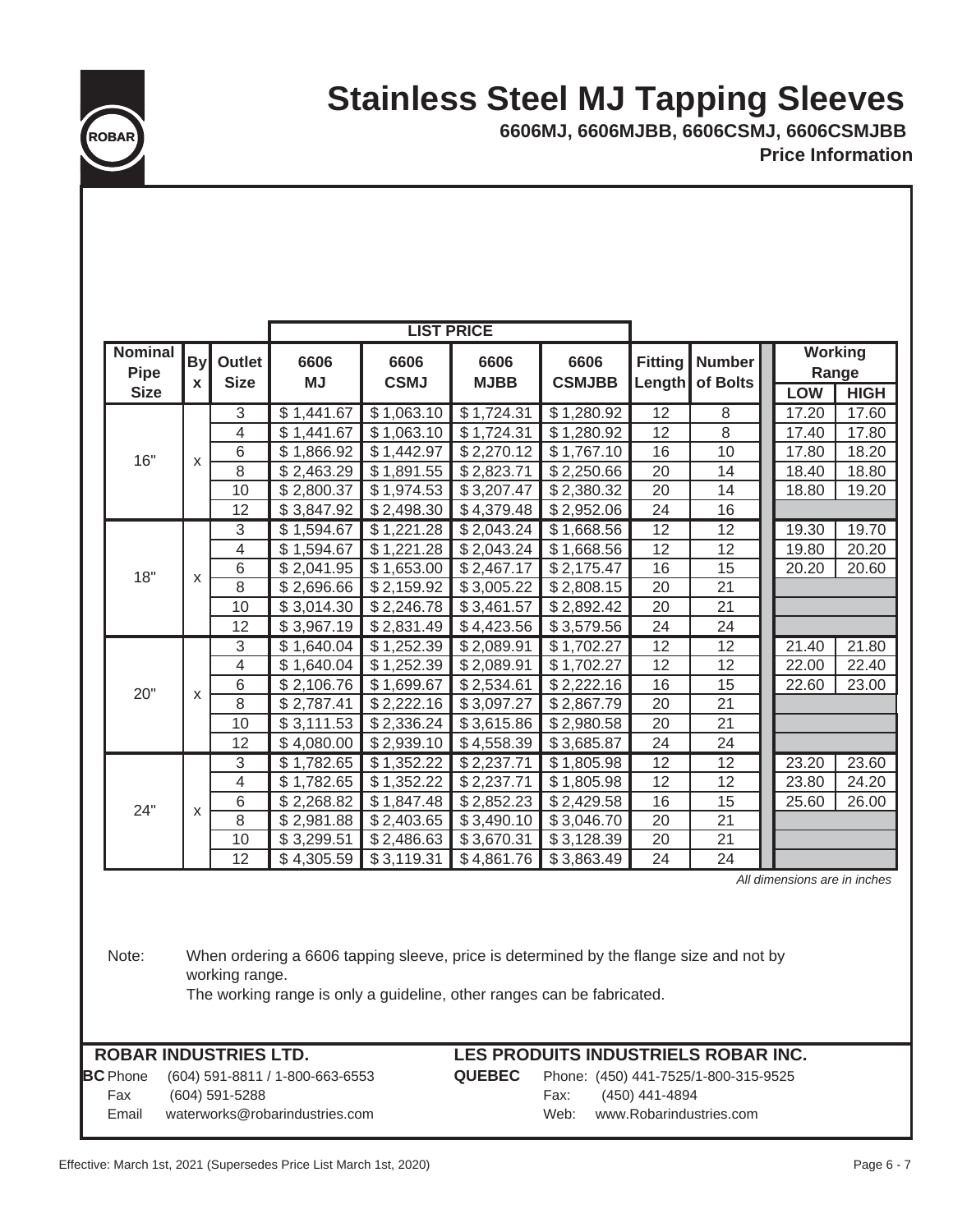# Stainless Steel MJ Tapping Sleeves

**6606MJ, 6606MJBB, 6606CSMJ, 6606CSMJBB**

**Price Information**

| Nominal Pipe Size | By x | Outlet Size | LIST PRICE 6606 MJ | 6606 CSMJ | 6606 MJBB | 6606 CSMJBB | Fitting Length | Number of Bolts | Working Range LOW | Working Range HIGH |
|---|---|---|---|---|---|---|---|---|---|---|
| 16" | x | 3 | $ 1,441.67 | $ 1,063.10 | $ 1,724.31 | $ 1,280.92 | 12 | 8 | 17.20 | 17.60 |
| | | 4 | $ 1,441.67 | $ 1,063.10 | $ 1,724.31 | $ 1,280.92 | 12 | 8 | 17.40 | 17.80 |
| | | 6 | $ 1,866.92 | $ 1,442.97 | $ 2,270.12 | $ 1,767.10 | 16 | 10 | 17.80 | 18.20 |
| | | 8 | $ 2,463.29 | $ 1,891.55 | $ 2,823.71 | $ 2,250.66 | 20 | 14 | 18.40 | 18.80 |
| | | 10 | $ 2,800.37 | $ 1,974.53 | $ 3,207.47 | $ 2,380.32 | 20 | 14 | 18.80 | 19.20 |
| | | 12 | $ 3,847.92 | $ 2,498.30 | $ 4,379.48 | $ 2,952.06 | 24 | 16 | | |
| 18" | x | 3 | $ 1,594.67 | $ 1,221.28 | $ 2,043.24 | $ 1,668.56 | 12 | 12 | 19.30 | 19.70 |
| | | 4 | $ 1,594.67 | $ 1,221.28 | $ 2,043.24 | $ 1,668.56 | 12 | 12 | 19.80 | 20.20 |
| | | 6 | $ 2,041.95 | $ 1,653.00 | $ 2,467.17 | $ 2,175.47 | 16 | 15 | 20.20 | 20.60 |
| | | 8 | $ 2,696.66 | $ 2,159.92 | $ 3,005.22 | $ 2,808.15 | 20 | 21 | | |
| | | 10 | $ 3,014.30 | $ 2,246.78 | $ 3,461.57 | $ 2,892.42 | 20 | 21 | | |
| | | 12 | $ 3,967.19 | $ 2,831.49 | $ 4,423.56 | $ 3,579.56 | 24 | 24 | | |
| 20" | x | 3 | $ 1,640.04 | $ 1,252.39 | $ 2,089.91 | $ 1,702.27 | 12 | 12 | 21.40 | 21.80 |
| | | 4 | $ 1,640.04 | $ 1,252.39 | $ 2,089.91 | $ 1,702.27 | 12 | 12 | 22.00 | 22.40 |
| | | 6 | $ 2,106.76 | $ 1,699.67 | $ 2,534.61 | $ 2,222.16 | 16 | 15 | 22.60 | 23.00 |
| | | 8 | $ 2,787.41 | $ 2,222.16 | $ 3,097.27 | $ 2,867.79 | 20 | 21 | | |
| | | 10 | $ 3,111.53 | $ 2,336.24 | $ 3,615.86 | $ 2,980.58 | 20 | 21 | | |
| | | 12 | $ 4,080.00 | $ 2,939.10 | $ 4,558.39 | $ 3,685.87 | 24 | 24 | | |
| 24" | x | 3 | $ 1,782.65 | $ 1,352.22 | $ 2,237.71 | $ 1,805.98 | 12 | 12 | 23.20 | 23.60 |
| | | 4 | $ 1,782.65 | $ 1,352.22 | $ 2,237.71 | $ 1,805.98 | 12 | 12 | 23.80 | 24.20 |
| | | 6 | $ 2,268.82 | $ 1,847.48 | $ 2,852.23 | $ 2,429.58 | 16 | 15 | 25.60 | 26.00 |
| | | 8 | $ 2,981.88 | $ 2,403.65 | $ 3,490.10 | $ 3,046.70 | 20 | 21 | | |
| | | 10 | $ 3,299.51 | $ 2,486.63 | $ 3,670.31 | $ 3,128.39 | 20 | 21 | | |
| | | 12 | $ 4,305.59 | $ 3,119.31 | $ 4,861.76 | $ 3,863.49 | 24 | 24 | | |

*All dimensions are in inches*

Note: When ordering a 6606 tapping sleeve, price is determined by the flange size and not by working range.
The working range is only a guideline, other ranges can be fabricated.

**ROBAR INDUSTRIES LTD.**

**BC** Phone (604) 591-8811 / 1-800-663-6553
Fax (604) 591-5288
Email waterworks@robarindustries.com

**LES PRODUITS INDUSTRIELS ROBAR INC.**

**QUEBEC** Phone: (450) 441-7525/1-800-315-9525
Fax: (450) 441-4894
Web: www.Robarindustries.com

Effective: March 1st, 2021 (Supersedes Price List March 1st, 2020)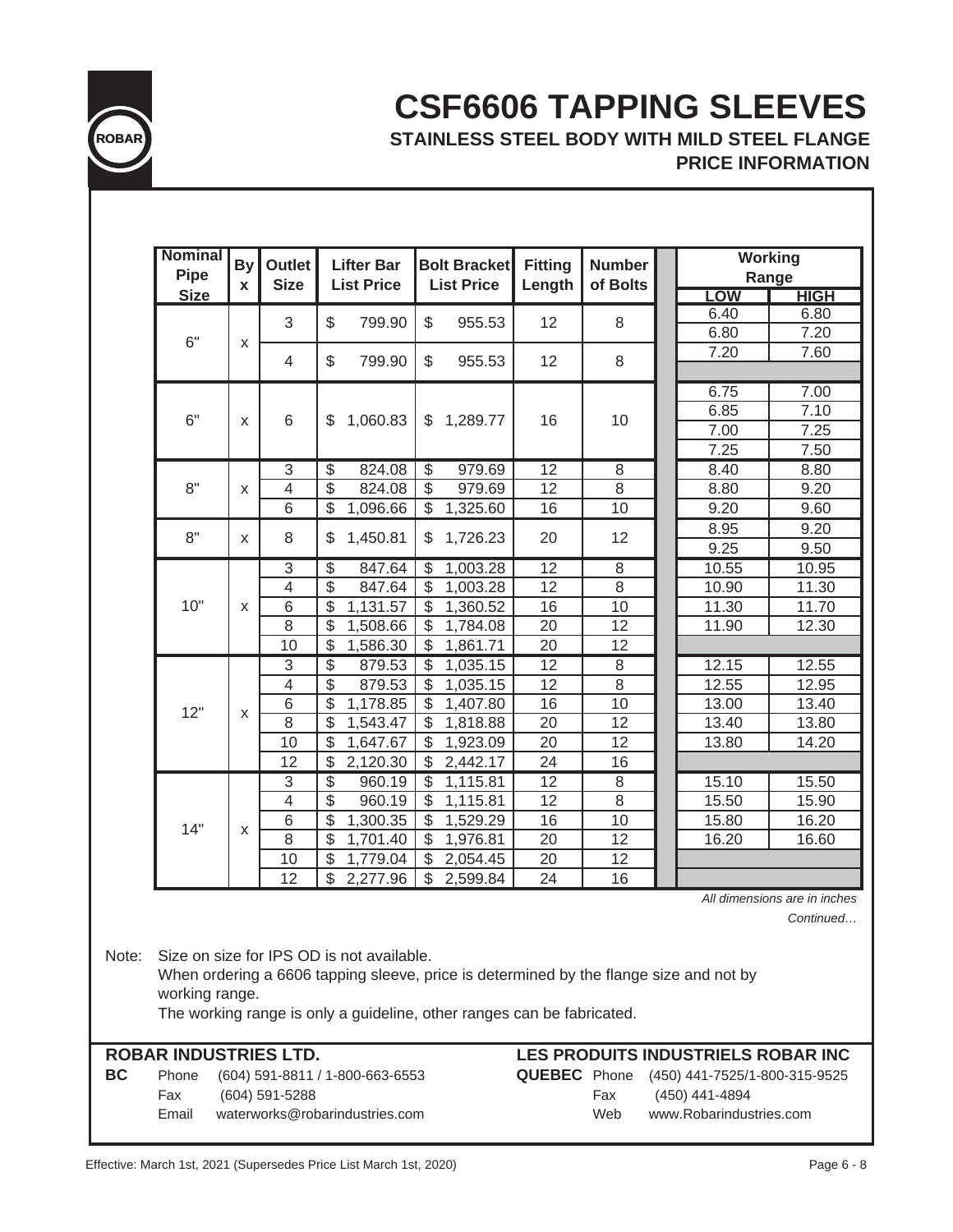# CSF6606 TAPPING SLEEVES

## STAINLESS STEEL BODY WITH MILD STEEL FLANGE

## PRICE INFORMATION

| Nominal Pipe Size | By x | Outlet Size | Lifter Bar List Price | Bolt Bracket List Price | Fitting Length | Number of Bolts | Working Range LOW | Working Range HIGH |
|---|---|---|---|---|---|---|---|---|
| 6" | x | 3 | $ 799.90 | $ 955.53 | 12 | 8 | 6.40 | 6.80 |
| | | | | | | | 6.80 | 7.20 |
| | | 4 | $ 799.90 | $ 955.53 | 12 | 8 | 7.20 | 7.60 |
| | | | | | | | | |
| 6" | x | 6 | $ 1,060.83 | $ 1,289.77 | 16 | 10 | 6.75 | 7.00 |
| | | | | | | | 6.85 | 7.10 |
| | | | | | | | 7.00 | 7.25 |
| | | | | | | | 7.25 | 7.50 |
| 8" | x | 3 | $ 824.08 | $ 979.69 | 12 | 8 | 8.40 | 8.80 |
| | | 4 | $ 824.08 | $ 979.69 | 12 | 8 | 8.80 | 9.20 |
| | | 6 | $ 1,096.66 | $ 1,325.60 | 16 | 10 | 9.20 | 9.60 |
| 8" | x | 8 | $ 1,450.81 | $ 1,726.23 | 20 | 12 | 8.95 | 9.20 |
| | | | | | | | 9.25 | 9.50 |
| 10" | x | 3 | $ 847.64 | $ 1,003.28 | 12 | 8 | 10.55 | 10.95 |
| | | 4 | $ 847.64 | $ 1,003.28 | 12 | 8 | 10.90 | 11.30 |
| | | 6 | $ 1,131.57 | $ 1,360.52 | 16 | 10 | 11.30 | 11.70 |
| | | 8 | $ 1,508.66 | $ 1,784.08 | 20 | 12 | 11.90 | 12.30 |
| | | 10 | $ 1,586.30 | $ 1,861.71 | 20 | 12 | | |
| 12" | x | 3 | $ 879.53 | $ 1,035.15 | 12 | 8 | 12.15 | 12.55 |
| | | 4 | $ 879.53 | $ 1,035.15 | 12 | 8 | 12.55 | 12.95 |
| | | 6 | $ 1,178.85 | $ 1,407.80 | 16 | 10 | 13.00 | 13.40 |
| | | 8 | $ 1,543.47 | $ 1,818.88 | 20 | 12 | 13.40 | 13.80 |
| | | 10 | $ 1,647.67 | $ 1,923.09 | 20 | 12 | 13.80 | 14.20 |
| | | 12 | $ 2,120.30 | $ 2,442.17 | 24 | 16 | | |
| 14" | x | 3 | $ 960.19 | $ 1,115.81 | 12 | 8 | 15.10 | 15.50 |
| | | 4 | $ 960.19 | $ 1,115.81 | 12 | 8 | 15.50 | 15.90 |
| | | 6 | $ 1,300.35 | $ 1,529.29 | 16 | 10 | 15.80 | 16.20 |
| | | 8 | $ 1,701.40 | $ 1,976.81 | 20 | 12 | 16.20 | 16.60 |
| | | 10 | $ 1,779.04 | $ 2,054.45 | 20 | 12 | | |
| | | 12 | $ 2,277.96 | $ 2,599.84 | 24 | 16 | | |

*All dimensions are in inches*

*Continued…*

Note: Size on size for IPS OD is not available.
When ordering a 6606 tapping sleeve, price is determined by the flange size and not by working range.
The working range is only a guideline, other ranges can be fabricated.

**ROBAR INDUSTRIES LTD.**

**BC** Phone (604) 591-8811 / 1-800-663-6553
Fax (604) 591-5288
Email waterworks@robarindustries.com

**LES PRODUITS INDUSTRIELS ROBAR INC**

**QUEBEC** Phone (450) 441-7525/1-800-315-9525
Fax (450) 441-4894
Web www.Robarindustries.com

Effective: March 1st, 2021 (Supersedes Price List March 1st, 2020)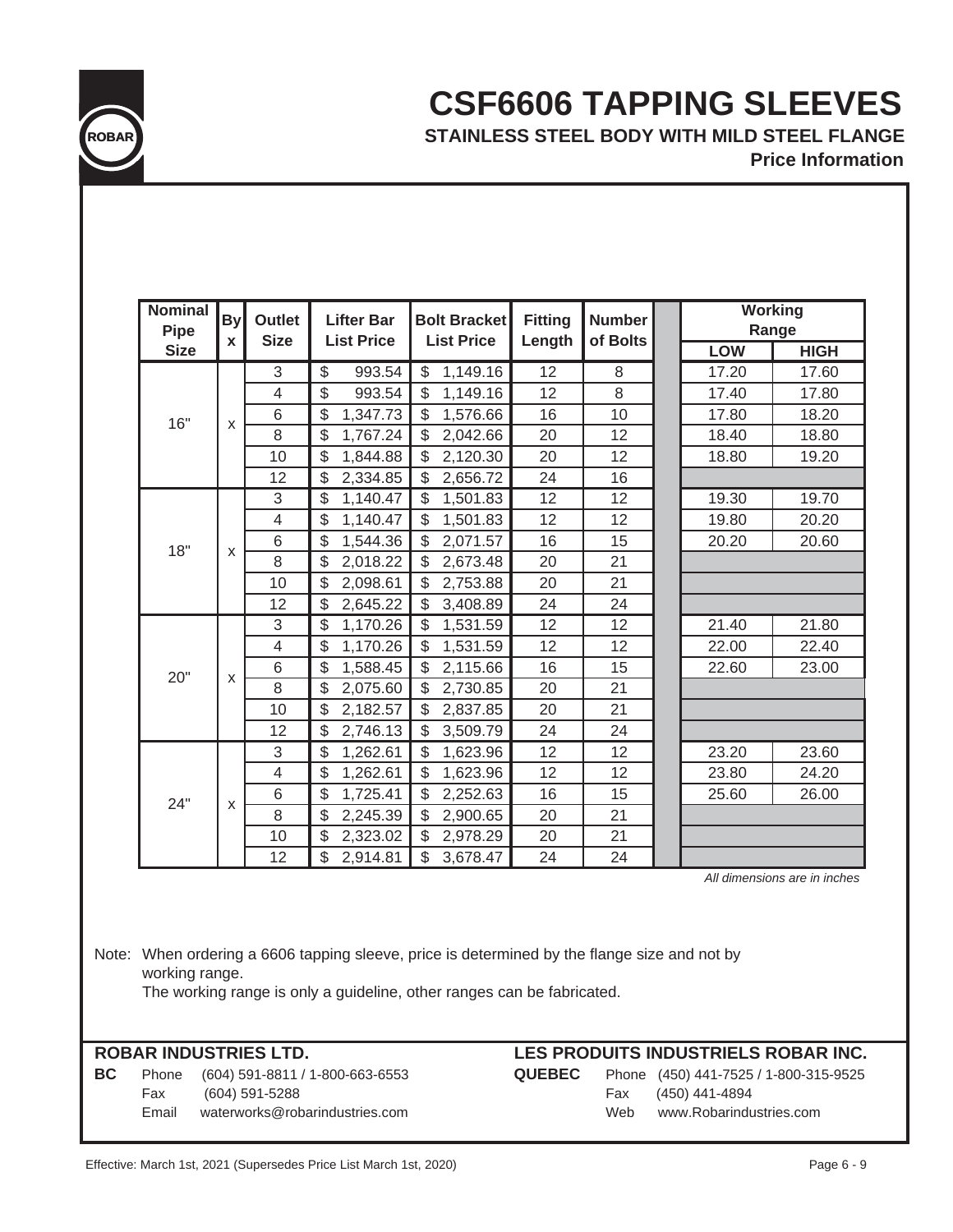# CSF6606 TAPPING SLEEVES

### STAINLESS STEEL BODY WITH MILD STEEL FLANGE

**Price Information**

| Nominal Pipe Size | By x | Outlet Size | Lifter Bar List Price | Bolt Bracket List Price | Fitting Length | Number of Bolts | Working Range LOW | Working Range HIGH |
|---|---|---|---|---|---|---|---|---|
| 16" | x | 3 | $ 993.54 | $ 1,149.16 | 12 | 8 | 17.20 | 17.60 |
| | | 4 | $ 993.54 | $ 1,149.16 | 12 | 8 | 17.40 | 17.80 |
| | | 6 | $ 1,347.73 | $ 1,576.66 | 16 | 10 | 17.80 | 18.20 |
| | | 8 | $ 1,767.24 | $ 2,042.66 | 20 | 12 | 18.40 | 18.80 |
| | | 10 | $ 1,844.88 | $ 2,120.30 | 20 | 12 | 18.80 | 19.20 |
| | | 12 | $ 2,334.85 | $ 2,656.72 | 24 | 16 | | |
| 18" | x | 3 | $ 1,140.47 | $ 1,501.83 | 12 | 12 | 19.30 | 19.70 |
| | | 4 | $ 1,140.47 | $ 1,501.83 | 12 | 12 | 19.80 | 20.20 |
| | | 6 | $ 1,544.36 | $ 2,071.57 | 16 | 15 | 20.20 | 20.60 |
| | | 8 | $ 2,018.22 | $ 2,673.48 | 20 | 21 | | |
| | | 10 | $ 2,098.61 | $ 2,753.88 | 20 | 21 | | |
| | | 12 | $ 2,645.22 | $ 3,408.89 | 24 | 24 | | |
| 20" | x | 3 | $ 1,170.26 | $ 1,531.59 | 12 | 12 | 21.40 | 21.80 |
| | | 4 | $ 1,170.26 | $ 1,531.59 | 12 | 12 | 22.00 | 22.40 |
| | | 6 | $ 1,588.45 | $ 2,115.66 | 16 | 15 | 22.60 | 23.00 |
| | | 8 | $ 2,075.60 | $ 2,730.85 | 20 | 21 | | |
| | | 10 | $ 2,182.57 | $ 2,837.85 | 20 | 21 | | |
| | | 12 | $ 2,746.13 | $ 3,509.79 | 24 | 24 | | |
| 24" | x | 3 | $ 1,262.61 | $ 1,623.96 | 12 | 12 | 23.20 | 23.60 |
| | | 4 | $ 1,262.61 | $ 1,623.96 | 12 | 12 | 23.80 | 24.20 |
| | | 6 | $ 1,725.41 | $ 2,252.63 | 16 | 15 | 25.60 | 26.00 |
| | | 8 | $ 2,245.39 | $ 2,900.65 | 20 | 21 | | |
| | | 10 | $ 2,323.02 | $ 2,978.29 | 20 | 21 | | |
| | | 12 | $ 2,914.81 | $ 3,678.47 | 24 | 24 | | |

*All dimensions are in inches*

Note: When ordering a 6606 tapping sleeve, price is determined by the flange size and not by working range.
The working range is only a guideline, other ranges can be fabricated.

**ROBAR INDUSTRIES LTD.**

**BC** Phone (604) 591-8811 / 1-800-663-6553
Fax (604) 591-5288
Email waterworks@robarindustries.com

**LES PRODUITS INDUSTRIELS ROBAR INC.**

**QUEBEC** Phone (450) 441-7525 / 1-800-315-9525
Fax (450) 441-4894
Web www.Robarindustries.com

Effective: March 1st, 2021 (Supersedes Price List March 1st, 2020)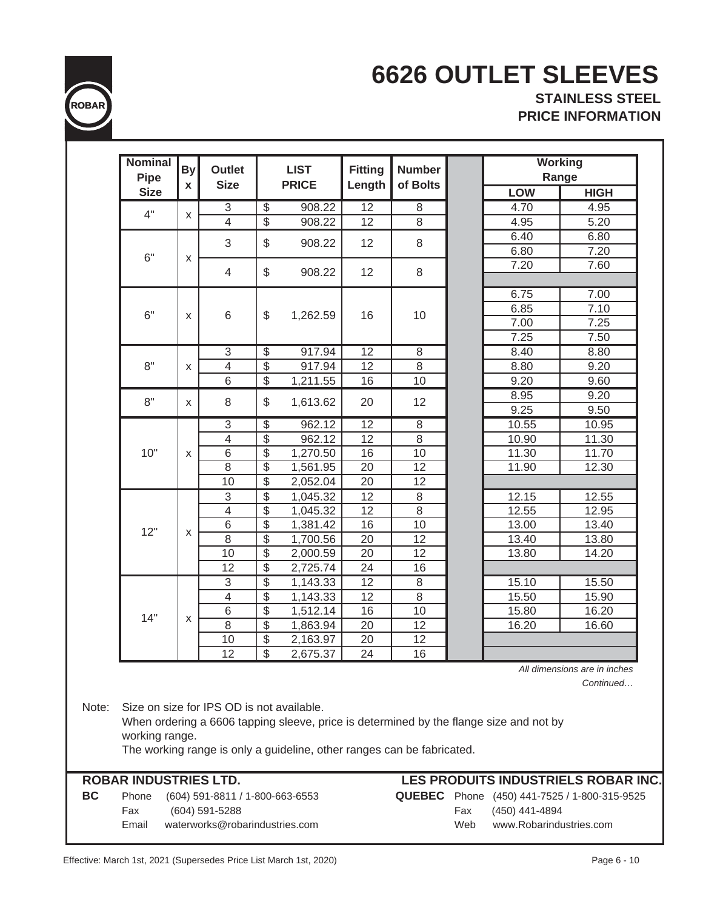# 6626 OUTLET SLEEVES

**STAINLESS STEEL**
**PRICE INFORMATION**

| Nominal Pipe Size | By x | Outlet Size | LIST PRICE | Fitting Length | Number of Bolts | Working Range LOW | Working Range HIGH |
|---|---|---|---|---|---|---|---|
| 4" | x | 3 | $ 908.22 | 12 | 8 | 4.70 | 4.95 |
| | | 4 | $ 908.22 | 12 | 8 | 4.95 | 5.20 |
| 6" | x | 3 | $ 908.22 | 12 | 8 | 6.40 | 6.80 |
| | | | | | | 6.80 | 7.20 |
| | | 4 | $ 908.22 | 12 | 8 | 7.20 | 7.60 |
| 6" | x | 6 | $ 1,262.59 | 16 | 10 | 6.75 | 7.00 |
| | | | | | | 6.85 | 7.10 |
| | | | | | | 7.00 | 7.25 |
| | | | | | | 7.25 | 7.50 |
| 8" | x | 3 | $ 917.94 | 12 | 8 | 8.40 | 8.80 |
| | | 4 | $ 917.94 | 12 | 8 | 8.80 | 9.20 |
| | | 6 | $ 1,211.55 | 16 | 10 | 9.20 | 9.60 |
| 8" | x | 8 | $ 1,613.62 | 20 | 12 | 8.95 | 9.20 |
| | | | | | | 9.25 | 9.50 |
| 10" | x | 3 | $ 962.12 | 12 | 8 | 10.55 | 10.95 |
| | | 4 | $ 962.12 | 12 | 8 | 10.90 | 11.30 |
| | | 6 | $ 1,270.50 | 16 | 10 | 11.30 | 11.70 |
| | | 8 | $ 1,561.95 | 20 | 12 | 11.90 | 12.30 |
| | | 10 | $ 2,052.04 | 20 | 12 | | |
| 12" | x | 3 | $ 1,045.32 | 12 | 8 | 12.15 | 12.55 |
| | | 4 | $ 1,045.32 | 12 | 8 | 12.55 | 12.95 |
| | | 6 | $ 1,381.42 | 16 | 10 | 13.00 | 13.40 |
| | | 8 | $ 1,700.56 | 20 | 12 | 13.40 | 13.80 |
| | | 10 | $ 2,000.59 | 20 | 12 | 13.80 | 14.20 |
| | | 12 | $ 2,725.74 | 24 | 16 | | |
| 14" | x | 3 | $ 1,143.33 | 12 | 8 | 15.10 | 15.50 |
| | | 4 | $ 1,143.33 | 12 | 8 | 15.50 | 15.90 |
| | | 6 | $ 1,512.14 | 16 | 10 | 15.80 | 16.20 |
| | | 8 | $ 1,863.94 | 20 | 12 | 16.20 | 16.60 |
| | | 10 | $ 2,163.97 | 20 | 12 | | |
| | | 12 | $ 2,675.37 | 24 | 16 | | |

*All dimensions are in inches*

*Continued…*

Note: Size on size for IPS OD is not available.
When ordering a 6606 tapping sleeve, price is determined by the flange size and not by working range.
The working range is only a guideline, other ranges can be fabricated.

**ROBAR INDUSTRIES LTD.**

**BC** Phone (604) 591-8811 / 1-800-663-6553
Fax (604) 591-5288
Email waterworks@robarindustries.com

**LES PRODUITS INDUSTRIELS ROBAR INC.**

**QUEBEC** Phone (450) 441-7525 / 1-800-315-9525
Fax (450) 441-4894
Web www.Robarindustries.com

Effective: March 1st, 2021 (Supersedes Price List March 1st, 2020)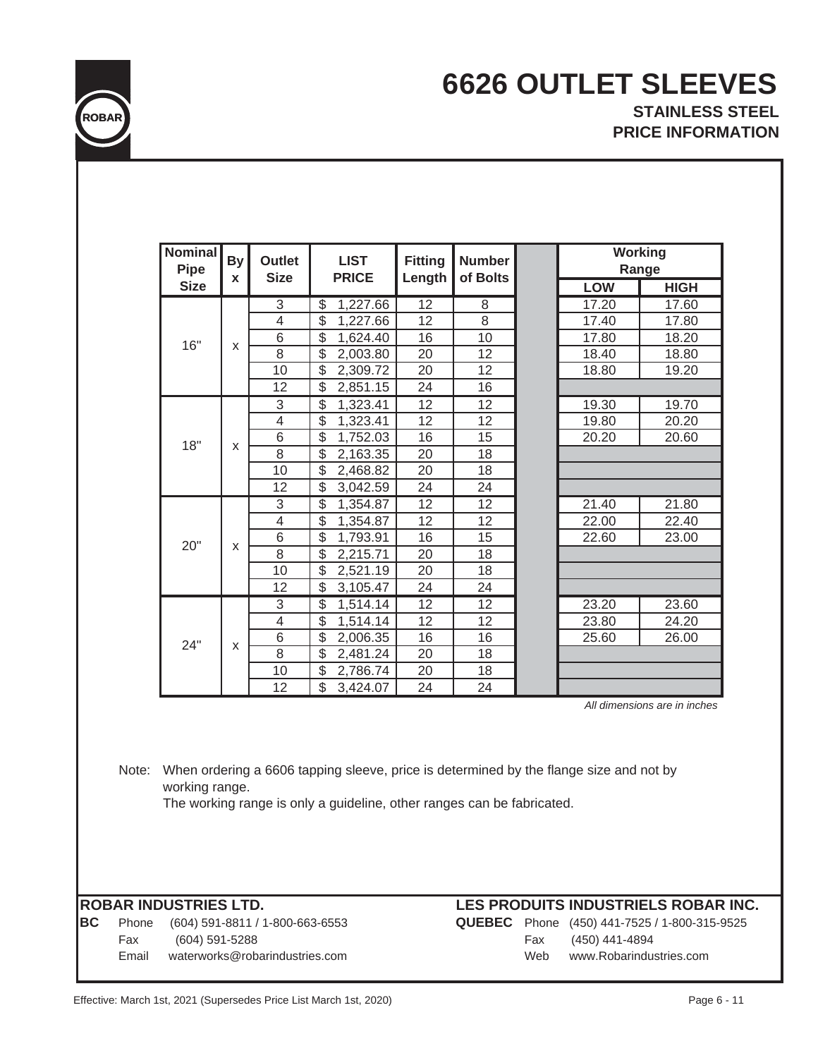# 6626 OUTLET SLEEVES

**STAINLESS STEEL**
**PRICE INFORMATION**

| Nominal Pipe Size | By x | Outlet Size | LIST PRICE | Fitting Length | Number of Bolts | | Working Range | |
|---|---|---|---|---|---|---|---|---|
| | | | | | | | LOW | HIGH |
| 16" | x | 3 | $ 1,227.66 | 12 | 8 | | 17.20 | 17.60 |
| | | 4 | $ 1,227.66 | 12 | 8 | | 17.40 | 17.80 |
| | | 6 | $ 1,624.40 | 16 | 10 | | 17.80 | 18.20 |
| | | 8 | $ 2,003.80 | 20 | 12 | | 18.40 | 18.80 |
| | | 10 | $ 2,309.72 | 20 | 12 | | 18.80 | 19.20 |
| | | 12 | $ 2,851.15 | 24 | 16 | | | |
| 18" | x | 3 | $ 1,323.41 | 12 | 12 | | 19.30 | 19.70 |
| | | 4 | $ 1,323.41 | 12 | 12 | | 19.80 | 20.20 |
| | | 6 | $ 1,752.03 | 16 | 15 | | 20.20 | 20.60 |
| | | 8 | $ 2,163.35 | 20 | 18 | | | |
| | | 10 | $ 2,468.82 | 20 | 18 | | | |
| | | 12 | $ 3,042.59 | 24 | 24 | | | |
| 20" | x | 3 | $ 1,354.87 | 12 | 12 | | 21.40 | 21.80 |
| | | 4 | $ 1,354.87 | 12 | 12 | | 22.00 | 22.40 |
| | | 6 | $ 1,793.91 | 16 | 15 | | 22.60 | 23.00 |
| | | 8 | $ 2,215.71 | 20 | 18 | | | |
| | | 10 | $ 2,521.19 | 20 | 18 | | | |
| | | 12 | $ 3,105.47 | 24 | 24 | | | |
| 24" | x | 3 | $ 1,514.14 | 12 | 12 | | 23.20 | 23.60 |
| | | 4 | $ 1,514.14 | 12 | 12 | | 23.80 | 24.20 |
| | | 6 | $ 2,006.35 | 16 | 16 | | 25.60 | 26.00 |
| | | 8 | $ 2,481.24 | 20 | 18 | | | |
| | | 10 | $ 2,786.74 | 20 | 18 | | | |
| | | 12 | $ 3,424.07 | 24 | 24 | | | |

*All dimensions are in inches*

Note: When ordering a 6606 tapping sleeve, price is determined by the flange size and not by working range.
The working range is only a guideline, other ranges can be fabricated.

**ROBAR INDUSTRIES LTD.**

**BC** Phone (604) 591-8811 / 1-800-663-6553
Fax (604) 591-5288
Email waterworks@robarindustries.com

**LES PRODUITS INDUSTRIELS ROBAR INC.**

**QUEBEC** Phone (450) 441-7525 / 1-800-315-9525
Fax (450) 441-4894
Web www.Robarindustries.com

Effective: March 1st, 2021 (Supersedes Price List March 1st, 2020)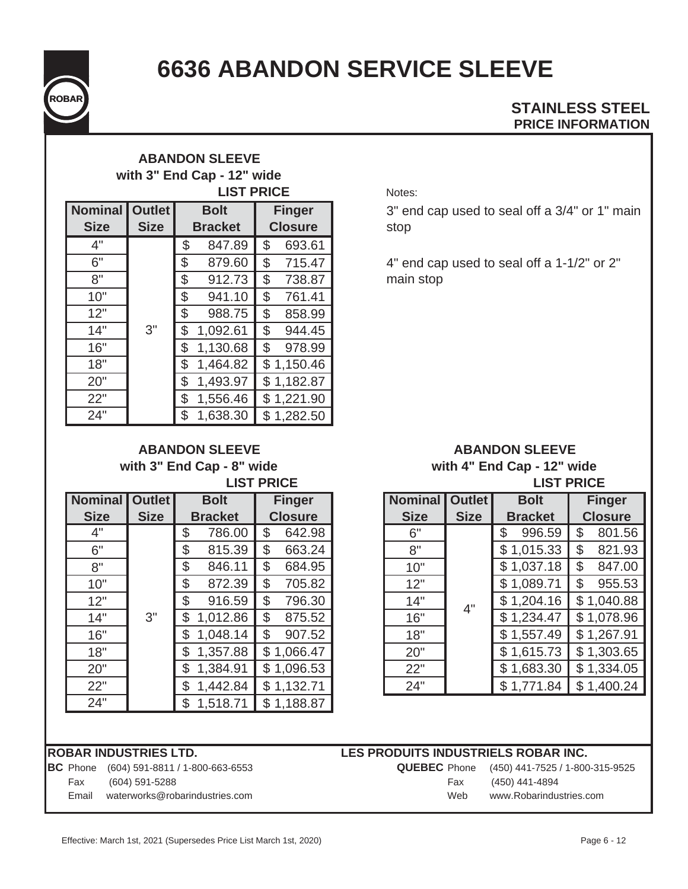# 6636 ABANDON SERVICE SLEEVE

**STAINLESS STEEL**
**PRICE INFORMATION**

### ABANDON SLEEVE with 3" End Cap - 12" wide

**LIST PRICE**

| Nominal Size | Outlet Size | Bolt Bracket | Finger Closure |
|---|---|---|---|
| 4" | 3" | $ 847.89 | $ 693.61 |
| 6" | | $ 879.60 | $ 715.47 |
| 8" | | $ 912.73 | $ 738.87 |
| 10" | | $ 941.10 | $ 761.41 |
| 12" | | $ 988.75 | $ 858.99 |
| 14" | | $ 1,092.61 | $ 944.45 |
| 16" | | $ 1,130.68 | $ 978.99 |
| 18" | | $ 1,464.82 | $ 1,150.46 |
| 20" | | $ 1,493.97 | $ 1,182.87 |
| 22" | | $ 1,556.46 | $ 1,221.90 |
| 24" | | $ 1,638.30 | $ 1,282.50 |

Notes:

3" end cap used to seal off a 3/4" or 1" main stop

4" end cap used to seal off a 1-1/2" or 2" main stop

### ABANDON SLEEVE with 3" End Cap - 8" wide

**LIST PRICE**

| Nominal Size | Outlet Size | Bolt Bracket | Finger Closure |
|---|---|---|---|
| 4" | 3" | $ 786.00 | $ 642.98 |
| 6" | | $ 815.39 | $ 663.24 |
| 8" | | $ 846.11 | $ 684.95 |
| 10" | | $ 872.39 | $ 705.82 |
| 12" | | $ 916.59 | $ 796.30 |
| 14" | | $ 1,012.86 | $ 875.52 |
| 16" | | $ 1,048.14 | $ 907.52 |
| 18" | | $ 1,357.88 | $ 1,066.47 |
| 20" | | $ 1,384.91 | $ 1,096.53 |
| 22" | | $ 1,442.84 | $ 1,132.71 |
| 24" | | $ 1,518.71 | $ 1,188.87 |

### ABANDON SLEEVE with 4" End Cap - 12" wide

**LIST PRICE**

| Nominal Size | Outlet Size | Bolt Bracket | Finger Closure |
|---|---|---|---|
| 6" | 4" | $ 996.59 | $ 801.56 |
| 8" | | $ 1,015.33 | $ 821.93 |
| 10" | | $ 1,037.18 | $ 847.00 |
| 12" | | $ 1,089.71 | $ 955.53 |
| 14" | | $ 1,204.16 | $ 1,040.88 |
| 16" | | $ 1,234.47 | $ 1,078.96 |
| 18" | | $ 1,557.49 | $ 1,267.91 |
| 20" | | $ 1,615.73 | $ 1,303.65 |
| 22" | | $ 1,683.30 | $ 1,334.05 |
| 24" | | $ 1,771.84 | $ 1,400.24 |

**ROBAR INDUSTRIES LTD.**

**BC** Phone (604) 591-8811 / 1-800-663-6553
Fax (604) 591-5288
Email waterworks@robarindustries.com

**LES PRODUITS INDUSTRIELS ROBAR INC.**

**QUEBEC** Phone (450) 441-7525 / 1-800-315-9525
Fax (450) 441-4894
Web www.Robarindustries.com

Effective: March 1st, 2021 (Supersedes Price List March 1st, 2020)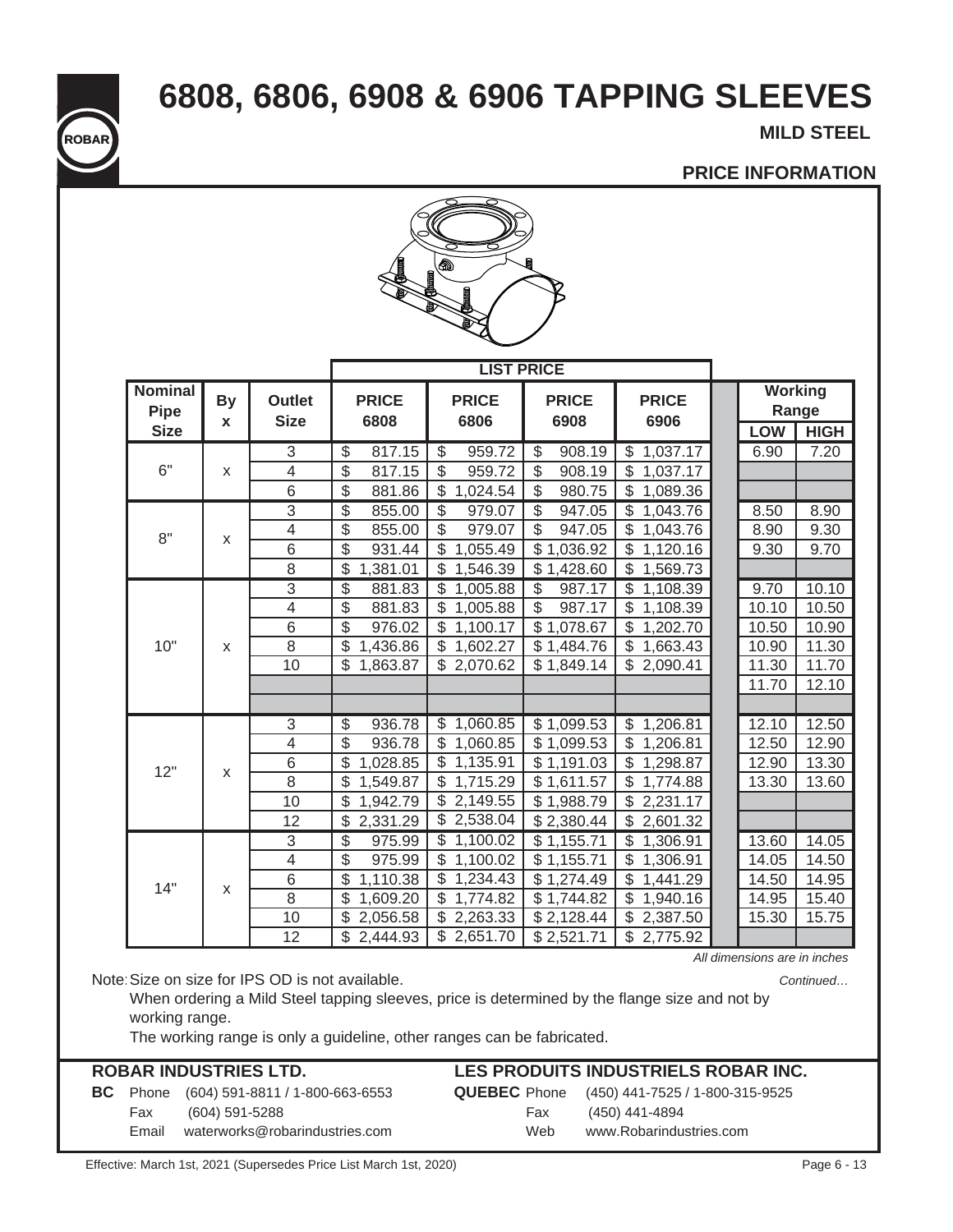# 6808, 6806, 6908 & 6906 TAPPING SLEEVES

**MILD STEEL**

**PRICE INFORMATION**

| Nominal Pipe Size | By x | Outlet Size | LIST PRICE PRICE 6808 | PRICE 6806 | PRICE 6908 | PRICE 6906 | Working Range LOW | HIGH |
|---|---|---|---|---|---|---|---|---|
| 6" | x | 3 | $ 817.15 | $ 959.72 | $ 908.19 | $ 1,037.17 | 6.90 | 7.20 |
| | | 4 | $ 817.15 | $ 959.72 | $ 908.19 | $ 1,037.17 | | |
| | | 6 | $ 881.86 | $ 1,024.54 | $ 980.75 | $ 1,089.36 | | |
| 8" | x | 3 | $ 855.00 | $ 979.07 | $ 947.05 | $ 1,043.76 | 8.50 | 8.90 |
| | | 4 | $ 855.00 | $ 979.07 | $ 947.05 | $ 1,043.76 | 8.90 | 9.30 |
| | | 6 | $ 931.44 | $ 1,055.49 | $ 1,036.92 | $ 1,120.16 | 9.30 | 9.70 |
| | | 8 | $ 1,381.01 | $ 1,546.39 | $ 1,428.60 | $ 1,569.73 | | |
| 10" | x | 3 | $ 881.83 | $ 1,005.88 | $ 987.17 | $ 1,108.39 | 9.70 | 10.10 |
| | | 4 | $ 881.83 | $ 1,005.88 | $ 987.17 | $ 1,108.39 | 10.10 | 10.50 |
| | | 6 | $ 976.02 | $ 1,100.17 | $ 1,078.67 | $ 1,202.70 | 10.50 | 10.90 |
| | | 8 | $ 1,436.86 | $ 1,602.27 | $ 1,484.76 | $ 1,663.43 | 10.90 | 11.30 |
| | | 10 | $ 1,863.87 | $ 2,070.62 | $ 1,849.14 | $ 2,090.41 | 11.30 | 11.70 |
| | | | | | | | 11.70 | 12.10 |
| | | | | | | | | |
| 12" | x | 3 | $ 936.78 | $ 1,060.85 | $ 1,099.53 | $ 1,206.81 | 12.10 | 12.50 |
| | | 4 | $ 936.78 | $ 1,060.85 | $ 1,099.53 | $ 1,206.81 | 12.50 | 12.90 |
| | | 6 | $ 1,028.85 | $ 1,135.91 | $ 1,191.03 | $ 1,298.87 | 12.90 | 13.30 |
| | | 8 | $ 1,549.87 | $ 1,715.29 | $ 1,611.57 | $ 1,774.88 | 13.30 | 13.60 |
| | | 10 | $ 1,942.79 | $ 2,149.55 | $ 1,988.79 | $ 2,231.17 | | |
| | | 12 | $ 2,331.29 | $ 2,538.04 | $ 2,380.44 | $ 2,601.32 | | |
| 14" | x | 3 | $ 975.99 | $ 1,100.02 | $ 1,155.71 | $ 1,306.91 | 13.60 | 14.05 |
| | | 4 | $ 975.99 | $ 1,100.02 | $ 1,155.71 | $ 1,306.91 | 14.05 | 14.50 |
| | | 6 | $ 1,110.38 | $ 1,234.43 | $ 1,274.49 | $ 1,441.29 | 14.50 | 14.95 |
| | | 8 | $ 1,609.20 | $ 1,774.82 | $ 1,744.82 | $ 1,940.16 | 14.95 | 15.40 |
| | | 10 | $ 2,056.58 | $ 2,263.33 | $ 2,128.44 | $ 2,387.50 | 15.30 | 15.75 |
| | | 12 | $ 2,444.93 | $ 2,651.70 | $ 2,521.71 | $ 2,775.92 | | |

*All dimensions are in inches*

*Continued…*

Note: Size on size for IPS OD is not available.
When ordering a Mild Steel tapping sleeves, price is determined by the flange size and not by working range.
The working range is only a guideline, other ranges can be fabricated.

**ROBAR INDUSTRIES LTD.**

**BC** Phone (604) 591-8811 / 1-800-663-6553
Fax (604) 591-5288
Email waterworks@robarindustries.com

**LES PRODUITS INDUSTRIELS ROBAR INC.**

**QUEBEC** Phone (450) 441-7525 / 1-800-315-9525
Fax (450) 441-4894
Web www.Robarindustries.com

Effective: March 1st, 2021 (Supersedes Price List March 1st, 2020)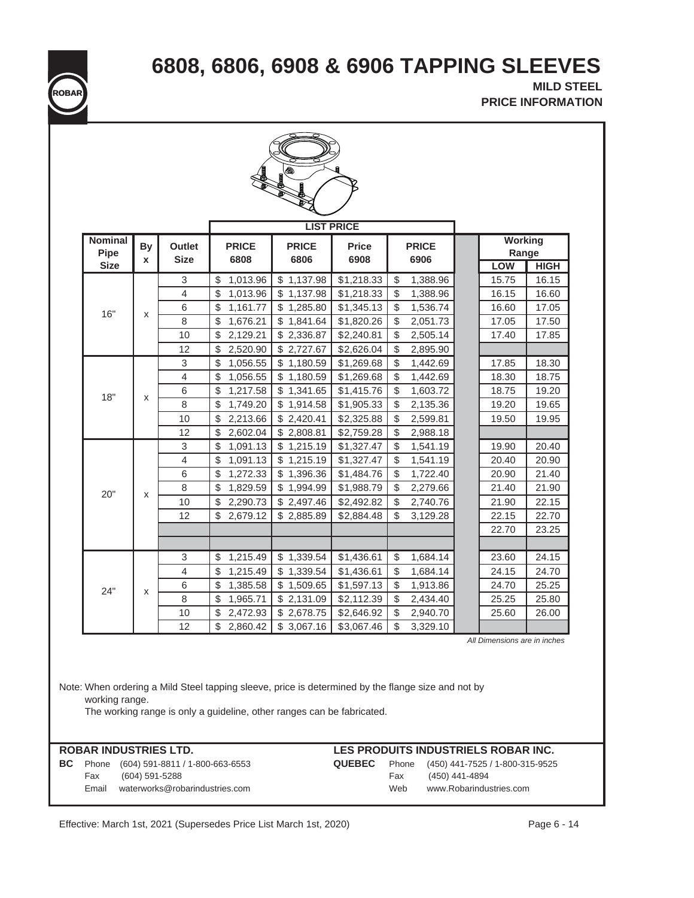# 6808, 6806, 6908 & 6906 TAPPING SLEEVES

**MILD STEEL**
**PRICE INFORMATION**

| Nominal Pipe Size | By x | Outlet Size | LIST PRICE PRICE 6808 | PRICE 6806 | Price 6908 | PRICE 6906 | Working Range LOW | HIGH |
|---|---|---|---|---|---|---|---|---|
| 16" | x | 3 | $ 1,013.96 | $ 1,137.98 | $1,218.33 | $ 1,388.96 | 15.75 | 16.15 |
| | | 4 | $ 1,013.96 | $ 1,137.98 | $1,218.33 | $ 1,388.96 | 16.15 | 16.60 |
| | | 6 | $ 1,161.77 | $ 1,285.80 | $1,345.13 | $ 1,536.74 | 16.60 | 17.05 |
| | | 8 | $ 1,676.21 | $ 1,841.64 | $1,820.26 | $ 2,051.73 | 17.05 | 17.50 |
| | | 10 | $ 2,129.21 | $ 2,336.87 | $2,240.81 | $ 2,505.14 | 17.40 | 17.85 |
| | | 12 | $ 2,520.90 | $ 2,727.67 | $2,626.04 | $ 2,895.90 | | |
| 18" | x | 3 | $ 1,056.55 | $ 1,180.59 | $1,269.68 | $ 1,442.69 | 17.85 | 18.30 |
| | | 4 | $ 1,056.55 | $ 1,180.59 | $1,269.68 | $ 1,442.69 | 18.30 | 18.75 |
| | | 6 | $ 1,217.58 | $ 1,341.65 | $1,415.76 | $ 1,603.72 | 18.75 | 19.20 |
| | | 8 | $ 1,749.20 | $ 1,914.58 | $1,905.33 | $ 2,135.36 | 19.20 | 19.65 |
| | | 10 | $ 2,213.66 | $ 2,420.41 | $2,325.88 | $ 2,599.81 | 19.50 | 19.95 |
| | | 12 | $ 2,602.04 | $ 2,808.81 | $2,759.28 | $ 2,988.18 | | |
| 20" | x | 3 | $ 1,091.13 | $ 1,215.19 | $1,327.47 | $ 1,541.19 | 19.90 | 20.40 |
| | | 4 | $ 1,091.13 | $ 1,215.19 | $1,327.47 | $ 1,541.19 | 20.40 | 20.90 |
| | | 6 | $ 1,272.33 | $ 1,396.36 | $1,484.76 | $ 1,722.40 | 20.90 | 21.40 |
| | | 8 | $ 1,829.59 | $ 1,994.99 | $1,988.79 | $ 2,279.66 | 21.40 | 21.90 |
| | | 10 | $ 2,290.73 | $ 2,497.46 | $2,492.82 | $ 2,740.76 | 21.90 | 22.15 |
| | | 12 | $ 2,679.12 | $ 2,885.89 | $2,884.48 | $ 3,129.28 | 22.15 | 22.70 |
| | | | | | | | 22.70 | 23.25 |
| | | | | | | | | |
| 24" | x | 3 | $ 1,215.49 | $ 1,339.54 | $1,436.61 | $ 1,684.14 | 23.60 | 24.15 |
| | | 4 | $ 1,215.49 | $ 1,339.54 | $1,436.61 | $ 1,684.14 | 24.15 | 24.70 |
| | | 6 | $ 1,385.58 | $ 1,509.65 | $1,597.13 | $ 1,913.86 | 24.70 | 25.25 |
| | | 8 | $ 1,965.71 | $ 2,131.09 | $2,112.39 | $ 2,434.40 | 25.25 | 25.80 |
| | | 10 | $ 2,472.93 | $ 2,678.75 | $2,646.92 | $ 2,940.70 | 25.60 | 26.00 |
| | | 12 | $ 2,860.42 | $ 3,067.16 | $3,067.46 | $ 3,329.10 | | |

*All Dimensions are in inches*

Note: When ordering a Mild Steel tapping sleeve, price is determined by the flange size and not by working range.
The working range is only a guideline, other ranges can be fabricated.

**ROBAR INDUSTRIES LTD.**
**BC** Phone (604) 591-8811 / 1-800-663-6553
Fax (604) 591-5288
Email waterworks@robarindustries.com

**LES PRODUITS INDUSTRIELS ROBAR INC.**
**QUEBEC** Phone (450) 441-7525 / 1-800-315-9525
Fax (450) 441-4894
Web www.Robarindustries.com

Effective: March 1st, 2021 (Supersedes Price List March 1st, 2020)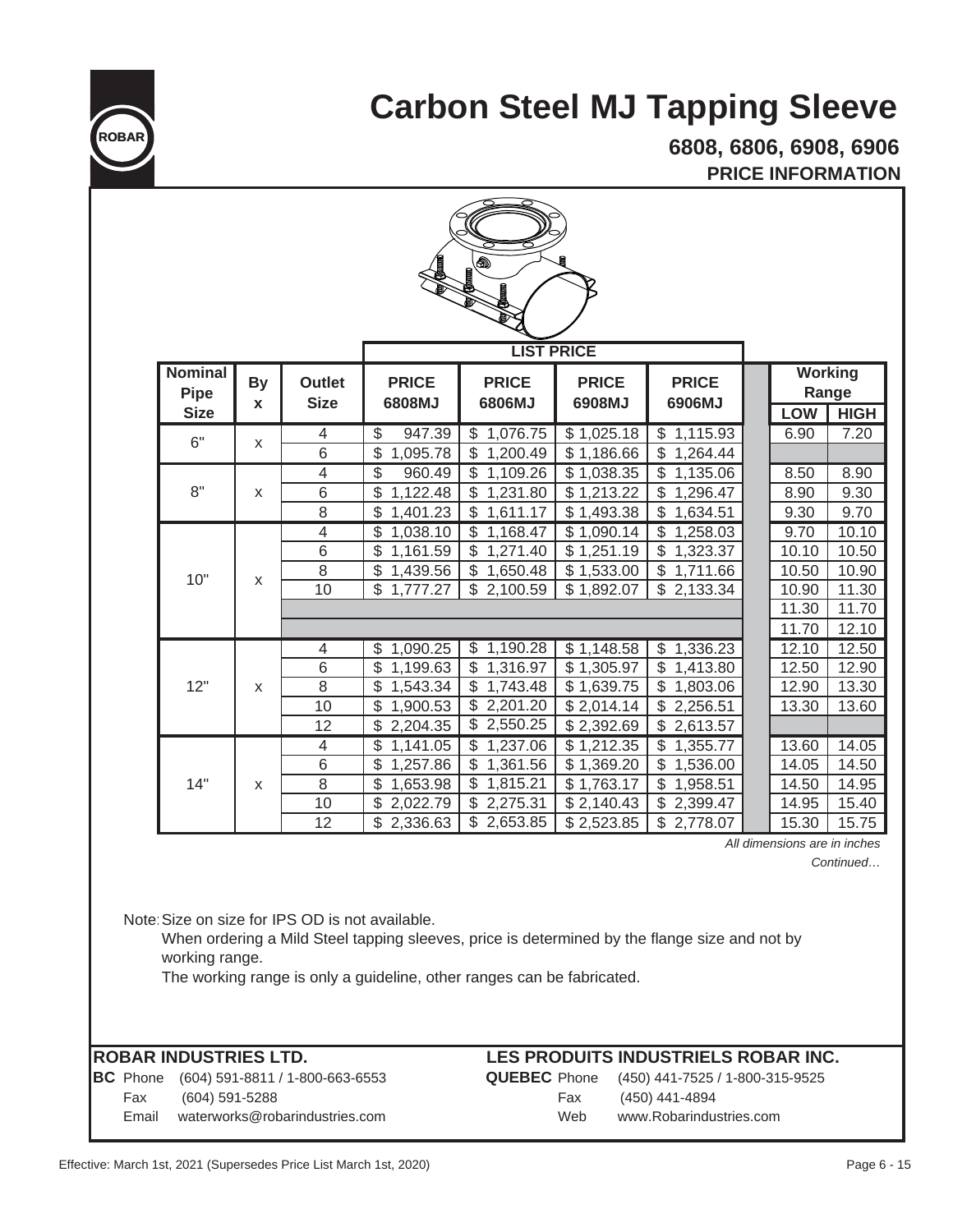# Carbon Steel MJ Tapping Sleeve

## 6808, 6806, 6908, 6906

### PRICE INFORMATION

| Nominal Pipe Size | By x | Outlet Size | LIST PRICE | | | | Working Range | |
|---|---|---|---|---|---|---|---|---|
| | | | PRICE 6808MJ | PRICE 6806MJ | PRICE 6908MJ | PRICE 6906MJ | LOW | HIGH |
| 6" | x | 4 | $ 947.39 | $ 1,076.75 | $ 1,025.18 | $ 1,115.93 | 6.90 | 7.20 |
| | | 6 | $ 1,095.78 | $ 1,200.49 | $ 1,186.66 | $ 1,264.44 | | |
| 8" | x | 4 | $ 960.49 | $ 1,109.26 | $ 1,038.35 | $ 1,135.06 | 8.50 | 8.90 |
| | | 6 | $ 1,122.48 | $ 1,231.80 | $ 1,213.22 | $ 1,296.47 | 8.90 | 9.30 |
| | | 8 | $ 1,401.23 | $ 1,611.17 | $ 1,493.38 | $ 1,634.51 | 9.30 | 9.70 |
| 10" | x | 4 | $ 1,038.10 | $ 1,168.47 | $ 1,090.14 | $ 1,258.03 | 9.70 | 10.10 |
| | | 6 | $ 1,161.59 | $ 1,271.40 | $ 1,251.19 | $ 1,323.37 | 10.10 | 10.50 |
| | | 8 | $ 1,439.56 | $ 1,650.48 | $ 1,533.00 | $ 1,711.66 | 10.50 | 10.90 |
| | | 10 | $ 1,777.27 | $ 2,100.59 | $ 1,892.07 | $ 2,133.34 | 10.90 | 11.30 |
| | | | | | | | 11.30 | 11.70 |
| | | | | | | | 11.70 | 12.10 |
| 12" | x | 4 | $ 1,090.25 | $ 1,190.28 | $ 1,148.58 | $ 1,336.23 | 12.10 | 12.50 |
| | | 6 | $ 1,199.63 | $ 1,316.97 | $ 1,305.97 | $ 1,413.80 | 12.50 | 12.90 |
| | | 8 | $ 1,543.34 | $ 1,743.48 | $ 1,639.75 | $ 1,803.06 | 12.90 | 13.30 |
| | | 10 | $ 1,900.53 | $ 2,201.20 | $ 2,014.14 | $ 2,256.51 | 13.30 | 13.60 |
| | | 12 | $ 2,204.35 | $ 2,550.25 | $ 2,392.69 | $ 2,613.57 | | |
| 14" | x | 4 | $ 1,141.05 | $ 1,237.06 | $ 1,212.35 | $ 1,355.77 | 13.60 | 14.05 |
| | | 6 | $ 1,257.86 | $ 1,361.56 | $ 1,369.20 | $ 1,536.00 | 14.05 | 14.50 |
| | | 8 | $ 1,653.98 | $ 1,815.21 | $ 1,763.17 | $ 1,958.51 | 14.50 | 14.95 |
| | | 10 | $ 2,022.79 | $ 2,275.31 | $ 2,140.43 | $ 2,399.47 | 14.95 | 15.40 |
| | | 12 | $ 2,336.63 | $ 2,653.85 | $ 2,523.85 | $ 2,778.07 | 15.30 | 15.75 |

*All dimensions are in inches*

*Continued…*

Note: Size on size for IPS OD is not available.
When ordering a Mild Steel tapping sleeves, price is determined by the flange size and not by working range.
The working range is only a guideline, other ranges can be fabricated.

**ROBAR INDUSTRIES LTD.**

**BC** Phone (604) 591-8811 / 1-800-663-6553
Fax (604) 591-5288
Email waterworks@robarindustries.com

**LES PRODUITS INDUSTRIELS ROBAR INC.**

**QUEBEC** Phone (450) 441-7525 / 1-800-315-9525
Fax (450) 441-4894
Web www.Robarindustries.com

Effective: March 1st, 2021 (Supersedes Price List March 1st, 2020)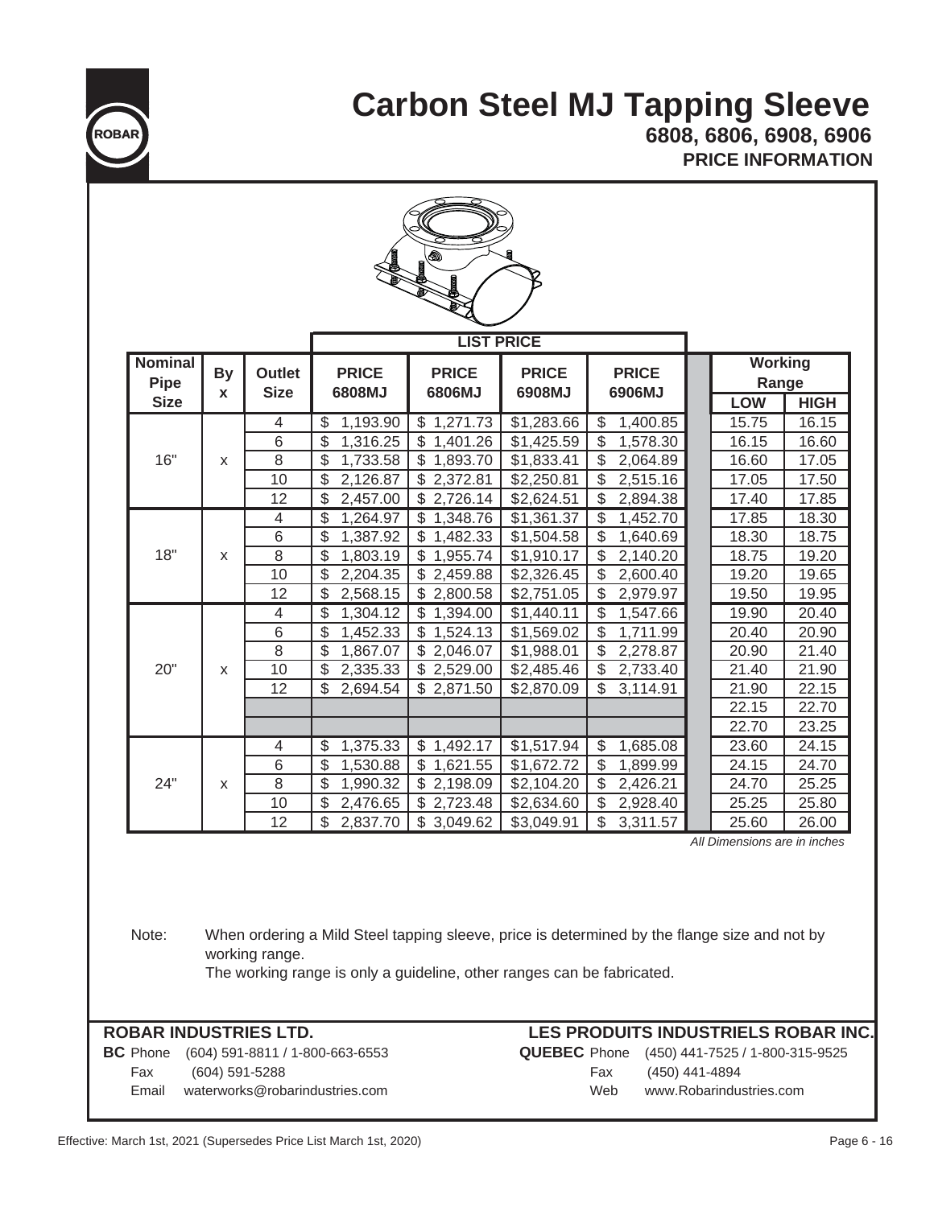# Carbon Steel MJ Tapping Sleeve

## 6808, 6806, 6908, 6906

### PRICE INFORMATION

| Nominal Pipe Size | By x | Outlet Size | LIST PRICE | | | | Working Range | |
|---|---|---|---|---|---|---|---|---|
| | | | PRICE 6808MJ | PRICE 6806MJ | PRICE 6908MJ | PRICE 6906MJ | LOW | HIGH |
| 16" | x | 4 | $ 1,193.90 | $ 1,271.73 | $1,283.66 | $ 1,400.85 | 15.75 | 16.15 |
| | | 6 | $ 1,316.25 | $ 1,401.26 | $1,425.59 | $ 1,578.30 | 16.15 | 16.60 |
| | | 8 | $ 1,733.58 | $ 1,893.70 | $1,833.41 | $ 2,064.89 | 16.60 | 17.05 |
| | | 10 | $ 2,126.87 | $ 2,372.81 | $2,250.81 | $ 2,515.16 | 17.05 | 17.50 |
| | | 12 | $ 2,457.00 | $ 2,726.14 | $2,624.51 | $ 2,894.38 | 17.40 | 17.85 |
| 18" | x | 4 | $ 1,264.97 | $ 1,348.76 | $1,361.37 | $ 1,452.70 | 17.85 | 18.30 |
| | | 6 | $ 1,387.92 | $ 1,482.33 | $1,504.58 | $ 1,640.69 | 18.30 | 18.75 |
| | | 8 | $ 1,803.19 | $ 1,955.74 | $1,910.17 | $ 2,140.20 | 18.75 | 19.20 |
| | | 10 | $ 2,204.35 | $ 2,459.88 | $2,326.45 | $ 2,600.40 | 19.20 | 19.65 |
| | | 12 | $ 2,568.15 | $ 2,800.58 | $2,751.05 | $ 2,979.97 | 19.50 | 19.95 |
| 20" | x | 4 | $ 1,304.12 | $ 1,394.00 | $1,440.11 | $ 1,547.66 | 19.90 | 20.40 |
| | | 6 | $ 1,452.33 | $ 1,524.13 | $1,569.02 | $ 1,711.99 | 20.40 | 20.90 |
| | | 8 | $ 1,867.07 | $ 2,046.07 | $1,988.01 | $ 2,278.87 | 20.90 | 21.40 |
| | | 10 | $ 2,335.33 | $ 2,529.00 | $2,485.46 | $ 2,733.40 | 21.40 | 21.90 |
| | | 12 | $ 2,694.54 | $ 2,871.50 | $2,870.09 | $ 3,114.91 | 21.90 | 22.15 |
| | | | | | | | 22.15 | 22.70 |
| | | | | | | | 22.70 | 23.25 |
| 24" | x | 4 | $ 1,375.33 | $ 1,492.17 | $1,517.94 | $ 1,685.08 | 23.60 | 24.15 |
| | | 6 | $ 1,530.88 | $ 1,621.55 | $1,672.72 | $ 1,899.99 | 24.15 | 24.70 |
| | | 8 | $ 1,990.32 | $ 2,198.09 | $2,104.20 | $ 2,426.21 | 24.70 | 25.25 |
| | | 10 | $ 2,476.65 | $ 2,723.48 | $2,634.60 | $ 2,928.40 | 25.25 | 25.80 |
| | | 12 | $ 2,837.70 | $ 3,049.62 | $3,049.91 | $ 3,311.57 | 25.60 | 26.00 |

*All Dimensions are in inches*

Note: When ordering a Mild Steel tapping sleeve, price is determined by the flange size and not by working range.
The working range is only a guideline, other ranges can be fabricated.

**ROBAR INDUSTRIES LTD.**

**BC** Phone (604) 591-8811 / 1-800-663-6553
Fax (604) 591-5288
Email waterworks@robarindustries.com

**LES PRODUITS INDUSTRIELS ROBAR INC.**

**QUEBEC** Phone (450) 441-7525 / 1-800-315-9525
Fax (450) 441-4894
Web www.Robarindustries.com

Effective: March 1st, 2021 (Supersedes Price List March 1st, 2020)